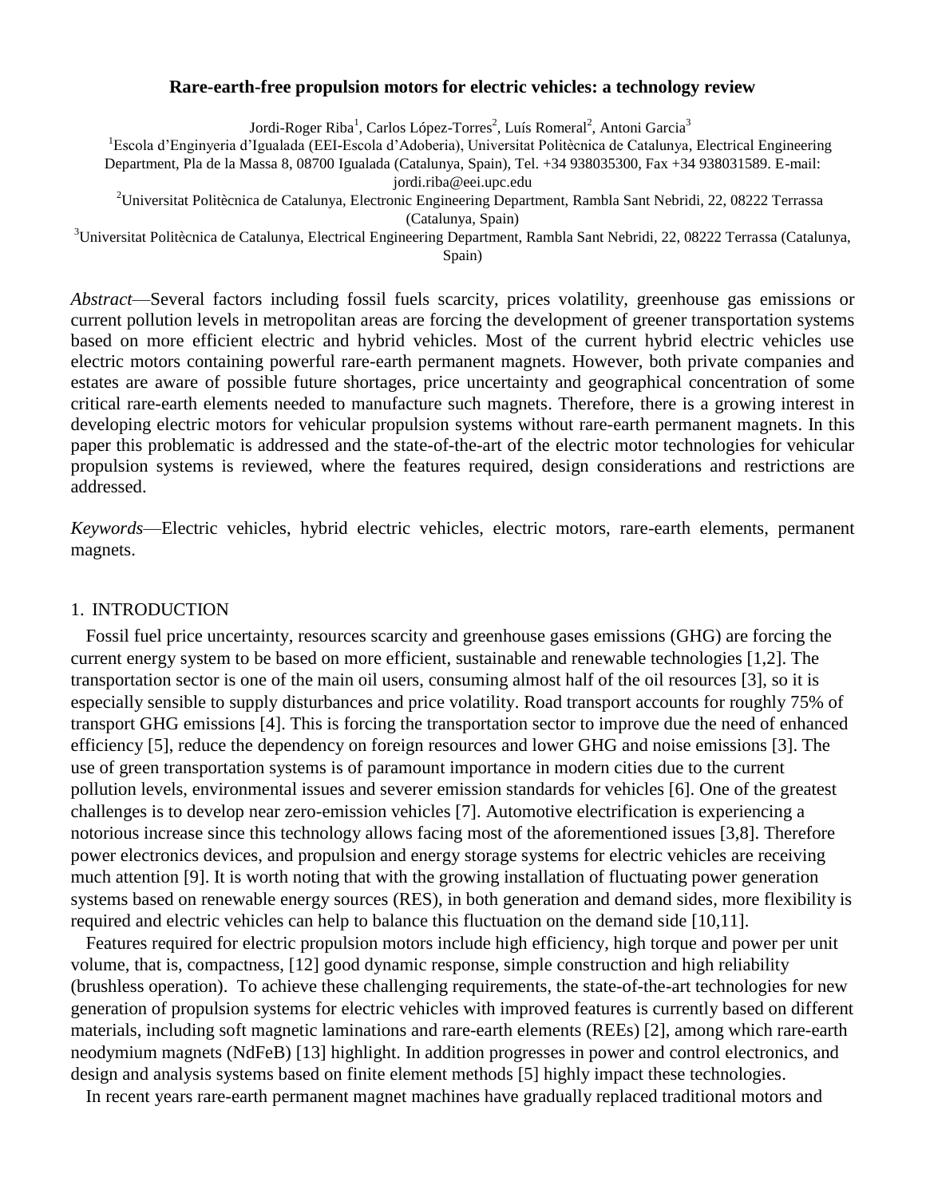# Rare-earth-free propulsion motors for electric vehicles: a technology review

Jordi-Roger Riba[1], Carlos López-Torres[2], Luís Romeral[2], Antoni Garcia[3]

[1]Escola d'Enginyeria d'Igualada (EEI-Escola d'Adoberia), Universitat Politècnica de Catalunya, Electrical Engineering Department, Pla de la Massa 8, 08700 Igualada (Catalunya, Spain), Tel. +34 938035300, Fax +34 938031589. E-mail: jordi.riba@eei.upc.edu

[2]Universitat Politècnica de Catalunya, Electronic Engineering Department, Rambla Sant Nebridi, 22, 08222 Terrassa (Catalunya, Spain)

[3]Universitat Politècnica de Catalunya, Electrical Engineering Department, Rambla Sant Nebridi, 22, 08222 Terrassa (Catalunya, Spain)

*Abstract*—Several factors including fossil fuels scarcity, prices volatility, greenhouse gas emissions or current pollution levels in metropolitan areas are forcing the development of greener transportation systems based on more efficient electric and hybrid vehicles. Most of the current hybrid electric vehicles use electric motors containing powerful rare-earth permanent magnets. However, both private companies and estates are aware of possible future shortages, price uncertainty and geographical concentration of some critical rare-earth elements needed to manufacture such magnets. Therefore, there is a growing interest in developing electric motors for vehicular propulsion systems without rare-earth permanent magnets. In this paper this problematic is addressed and the state-of-the-art of the electric motor technologies for vehicular propulsion systems is reviewed, where the features required, design considerations and restrictions are addressed.

*Keywords*—Electric vehicles, hybrid electric vehicles, electric motors, rare-earth elements, permanent magnets.

## 1. INTRODUCTION

Fossil fuel price uncertainty, resources scarcity and greenhouse gases emissions (GHG) are forcing the current energy system to be based on more efficient, sustainable and renewable technologies [1,2]. The transportation sector is one of the main oil users, consuming almost half of the oil resources [3], so it is especially sensible to supply disturbances and price volatility. Road transport accounts for roughly 75% of transport GHG emissions [4]. This is forcing the transportation sector to improve due the need of enhanced efficiency [5], reduce the dependency on foreign resources and lower GHG and noise emissions [3]. The use of green transportation systems is of paramount importance in modern cities due to the current pollution levels, environmental issues and severer emission standards for vehicles [6]. One of the greatest challenges is to develop near zero-emission vehicles [7]. Automotive electrification is experiencing a notorious increase since this technology allows facing most of the aforementioned issues [3,8]. Therefore power electronics devices, and propulsion and energy storage systems for electric vehicles are receiving much attention [9]. It is worth noting that with the growing installation of fluctuating power generation systems based on renewable energy sources (RES), in both generation and demand sides, more flexibility is required and electric vehicles can help to balance this fluctuation on the demand side [10,11].

Features required for electric propulsion motors include high efficiency, high torque and power per unit volume, that is, compactness, [12] good dynamic response, simple construction and high reliability (brushless operation). To achieve these challenging requirements, the state-of-the-art technologies for new generation of propulsion systems for electric vehicles with improved features is currently based on different materials, including soft magnetic laminations and rare-earth elements (REEs) [2], among which rare-earth neodymium magnets (NdFeB) [13] highlight. In addition progresses in power and control electronics, and design and analysis systems based on finite element methods [5] highly impact these technologies.

In recent years rare-earth permanent magnet machines have gradually replaced traditional motors and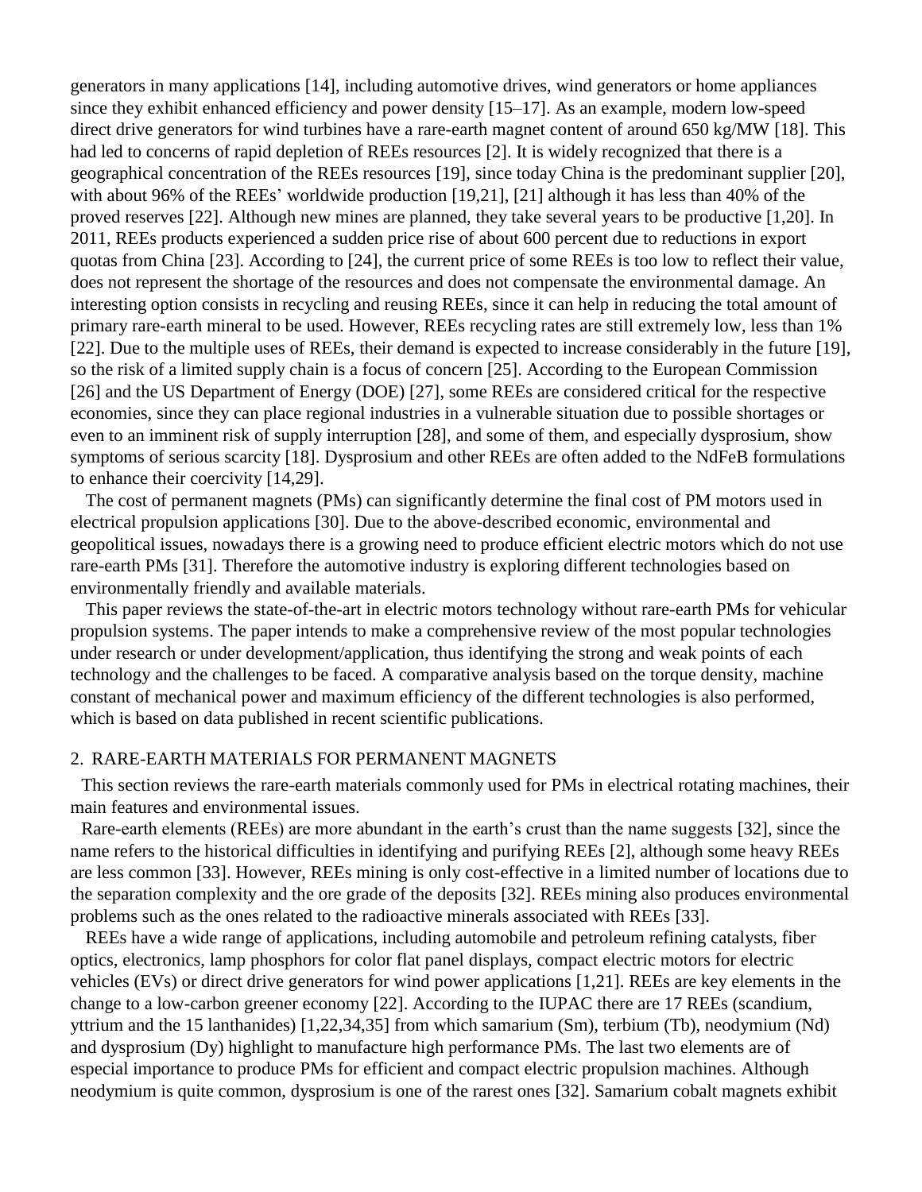generators in many applications [14], including automotive drives, wind generators or home appliances since they exhibit enhanced efficiency and power density [15–17]. As an example, modern low-speed direct drive generators for wind turbines have a rare-earth magnet content of around 650 kg/MW [18]. This had led to concerns of rapid depletion of REEs resources [2]. It is widely recognized that there is a geographical concentration of the REEs resources [19], since today China is the predominant supplier [20], with about 96% of the REEs' worldwide production [19,21], [21] although it has less than 40% of the proved reserves [22]. Although new mines are planned, they take several years to be productive [1,20]. In 2011, REEs products experienced a sudden price rise of about 600 percent due to reductions in export quotas from China [23]. According to [24], the current price of some REEs is too low to reflect their value, does not represent the shortage of the resources and does not compensate the environmental damage. An interesting option consists in recycling and reusing REEs, since it can help in reducing the total amount of primary rare-earth mineral to be used. However, REEs recycling rates are still extremely low, less than 1% [22]. Due to the multiple uses of REEs, their demand is expected to increase considerably in the future [19], so the risk of a limited supply chain is a focus of concern [25]. According to the European Commission [26] and the US Department of Energy (DOE) [27], some REEs are considered critical for the respective economies, since they can place regional industries in a vulnerable situation due to possible shortages or even to an imminent risk of supply interruption [28], and some of them, and especially dysprosium, show symptoms of serious scarcity [18]. Dysprosium and other REEs are often added to the NdFeB formulations to enhance their coercivity [14,29].

The cost of permanent magnets (PMs) can significantly determine the final cost of PM motors used in electrical propulsion applications [30]. Due to the above-described economic, environmental and geopolitical issues, nowadays there is a growing need to produce efficient electric motors which do not use rare-earth PMs [31]. Therefore the automotive industry is exploring different technologies based on environmentally friendly and available materials.

This paper reviews the state-of-the-art in electric motors technology without rare-earth PMs for vehicular propulsion systems. The paper intends to make a comprehensive review of the most popular technologies under research or under development/application, thus identifying the strong and weak points of each technology and the challenges to be faced. A comparative analysis based on the torque density, machine constant of mechanical power and maximum efficiency of the different technologies is also performed, which is based on data published in recent scientific publications.

## 2. RARE-EARTH MATERIALS FOR PERMANENT MAGNETS

This section reviews the rare-earth materials commonly used for PMs in electrical rotating machines, their main features and environmental issues.

Rare-earth elements (REEs) are more abundant in the earth's crust than the name suggests [32], since the name refers to the historical difficulties in identifying and purifying REEs [2], although some heavy REEs are less common [33]. However, REEs mining is only cost-effective in a limited number of locations due to the separation complexity and the ore grade of the deposits [32]. REEs mining also produces environmental problems such as the ones related to the radioactive minerals associated with REEs [33].

REEs have a wide range of applications, including automobile and petroleum refining catalysts, fiber optics, electronics, lamp phosphors for color flat panel displays, compact electric motors for electric vehicles (EVs) or direct drive generators for wind power applications [1,21]. REEs are key elements in the change to a low-carbon greener economy [22]. According to the IUPAC there are 17 REEs (scandium, yttrium and the 15 lanthanides) [1,22,34,35] from which samarium (Sm), terbium (Tb), neodymium (Nd) and dysprosium (Dy) highlight to manufacture high performance PMs. The last two elements are of especial importance to produce PMs for efficient and compact electric propulsion machines. Although neodymium is quite common, dysprosium is one of the rarest ones [32]. Samarium cobalt magnets exhibit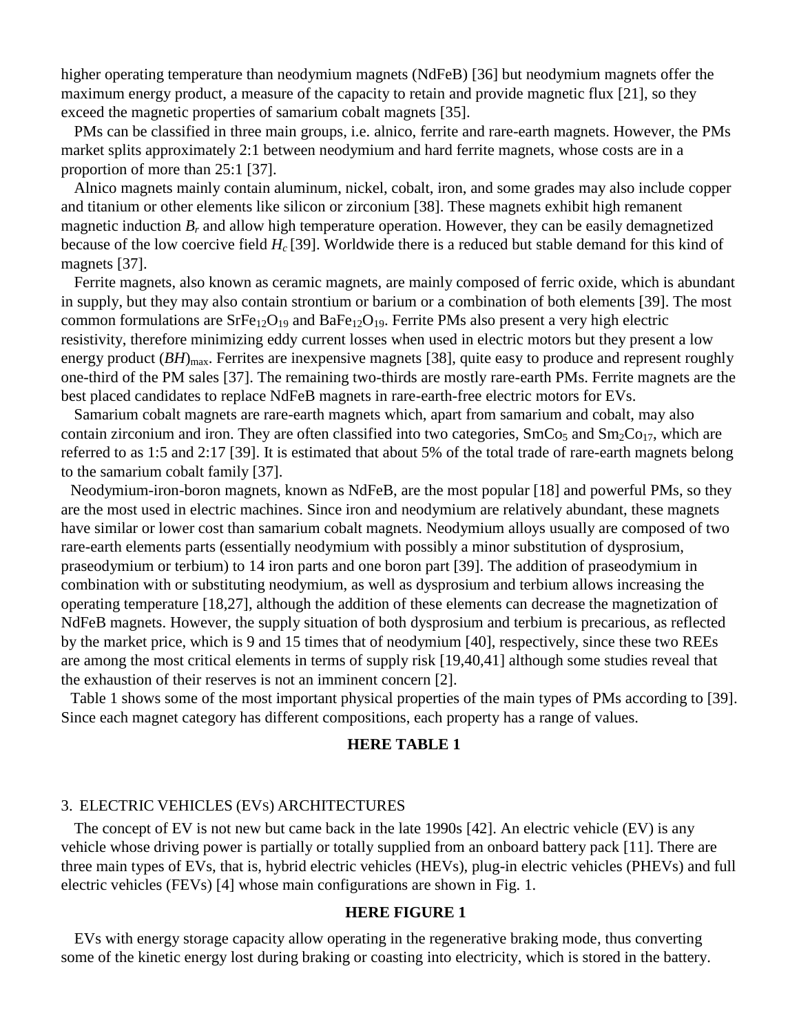higher operating temperature than neodymium magnets (NdFeB) [36] but neodymium magnets offer the maximum energy product, a measure of the capacity to retain and provide magnetic flux [21], so they exceed the magnetic properties of samarium cobalt magnets [35].

PMs can be classified in three main groups, i.e. alnico, ferrite and rare-earth magnets. However, the PMs market splits approximately 2:1 between neodymium and hard ferrite magnets, whose costs are in a proportion of more than 25:1 [37].

Alnico magnets mainly contain aluminum, nickel, cobalt, iron, and some grades may also include copper and titanium or other elements like silicon or zirconium [38]. These magnets exhibit high remanent magnetic induction $B_r$ and allow high temperature operation. However, they can be easily demagnetized because of the low coercive field $H_c$ [39]. Worldwide there is a reduced but stable demand for this kind of magnets [37].

Ferrite magnets, also known as ceramic magnets, are mainly composed of ferric oxide, which is abundant in supply, but they may also contain strontium or barium or a combination of both elements [39]. The most common formulations are $SrFe_{12}O_{19}$ and $BaFe_{12}O_{19}$. Ferrite PMs also present a very high electric resistivity, therefore minimizing eddy current losses when used in electric motors but they present a low energy product $(BH)_{max}$. Ferrites are inexpensive magnets [38], quite easy to produce and represent roughly one-third of the PM sales [37]. The remaining two-thirds are mostly rare-earth PMs. Ferrite magnets are the best placed candidates to replace NdFeB magnets in rare-earth-free electric motors for EVs.

Samarium cobalt magnets are rare-earth magnets which, apart from samarium and cobalt, may also contain zirconium and iron. They are often classified into two categories, $SmCo_5$ and $Sm_2Co_{17}$, which are referred to as 1:5 and 2:17 [39]. It is estimated that about 5% of the total trade of rare-earth magnets belong to the samarium cobalt family [37].

Neodymium-iron-boron magnets, known as NdFeB, are the most popular [18] and powerful PMs, so they are the most used in electric machines. Since iron and neodymium are relatively abundant, these magnets have similar or lower cost than samarium cobalt magnets. Neodymium alloys usually are composed of two rare-earth elements parts (essentially neodymium with possibly a minor substitution of dysprosium, praseodymium or terbium) to 14 iron parts and one boron part [39]. The addition of praseodymium in combination with or substituting neodymium, as well as dysprosium and terbium allows increasing the operating temperature [18,27], although the addition of these elements can decrease the magnetization of NdFeB magnets. However, the supply situation of both dysprosium and terbium is precarious, as reflected by the market price, which is 9 and 15 times that of neodymium [40], respectively, since these two REEs are among the most critical elements in terms of supply risk [19,40,41] although some studies reveal that the exhaustion of their reserves is not an imminent concern [2].

Table 1 shows some of the most important physical properties of the main types of PMs according to [39]. Since each magnet category has different compositions, each property has a range of values.

**HERE TABLE 1**

## 3. ELECTRIC VEHICLES (EVs) ARCHITECTURES

The concept of EV is not new but came back in the late 1990s [42]. An electric vehicle (EV) is any vehicle whose driving power is partially or totally supplied from an onboard battery pack [11]. There are three main types of EVs, that is, hybrid electric vehicles (HEVs), plug-in electric vehicles (PHEVs) and full electric vehicles (FEVs) [4] whose main configurations are shown in Fig. 1.

**HERE FIGURE 1**

EVs with energy storage capacity allow operating in the regenerative braking mode, thus converting some of the kinetic energy lost during braking or coasting into electricity, which is stored in the battery.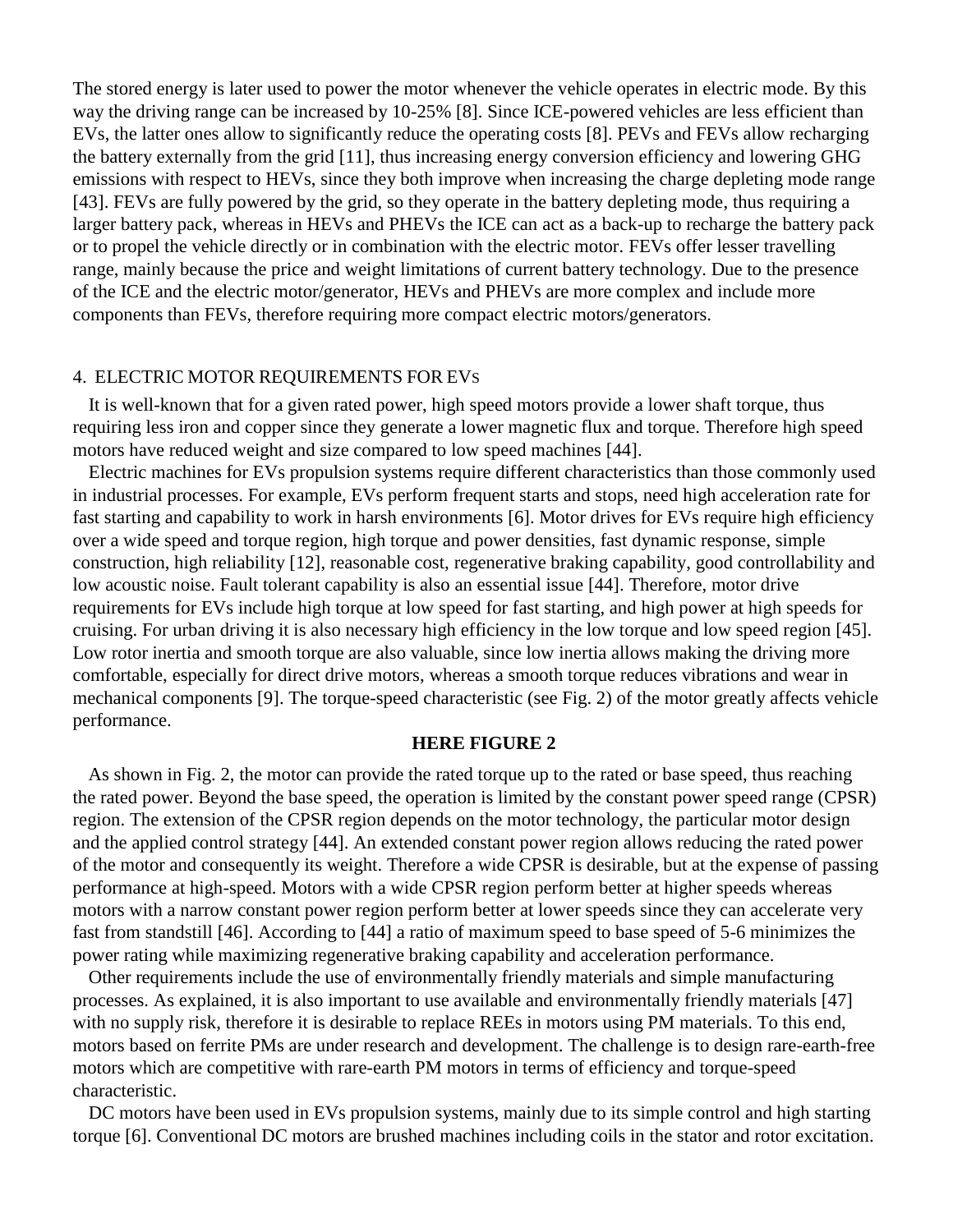The stored energy is later used to power the motor whenever the vehicle operates in electric mode. By this way the driving range can be increased by 10-25% [8]. Since ICE-powered vehicles are less efficient than EVs, the latter ones allow to significantly reduce the operating costs [8]. PEVs and FEVs allow recharging the battery externally from the grid [11], thus increasing energy conversion efficiency and lowering GHG emissions with respect to HEVs, since they both improve when increasing the charge depleting mode range [43]. FEVs are fully powered by the grid, so they operate in the battery depleting mode, thus requiring a larger battery pack, whereas in HEVs and PHEVs the ICE can act as a back-up to recharge the battery pack or to propel the vehicle directly or in combination with the electric motor. FEVs offer lesser travelling range, mainly because the price and weight limitations of current battery technology. Due to the presence of the ICE and the electric motor/generator, HEVs and PHEVs are more complex and include more components than FEVs, therefore requiring more compact electric motors/generators.

## 4. ELECTRIC MOTOR REQUIREMENTS FOR EVS

It is well-known that for a given rated power, high speed motors provide a lower shaft torque, thus requiring less iron and copper since they generate a lower magnetic flux and torque. Therefore high speed motors have reduced weight and size compared to low speed machines [44].

Electric machines for EVs propulsion systems require different characteristics than those commonly used in industrial processes. For example, EVs perform frequent starts and stops, need high acceleration rate for fast starting and capability to work in harsh environments [6]. Motor drives for EVs require high efficiency over a wide speed and torque region, high torque and power densities, fast dynamic response, simple construction, high reliability [12], reasonable cost, regenerative braking capability, good controllability and low acoustic noise. Fault tolerant capability is also an essential issue [44]. Therefore, motor drive requirements for EVs include high torque at low speed for fast starting, and high power at high speeds for cruising. For urban driving it is also necessary high efficiency in the low torque and low speed region [45]. Low rotor inertia and smooth torque are also valuable, since low inertia allows making the driving more comfortable, especially for direct drive motors, whereas a smooth torque reduces vibrations and wear in mechanical components [9]. The torque-speed characteristic (see Fig. 2) of the motor greatly affects vehicle performance.

**HERE FIGURE 2**

As shown in Fig. 2, the motor can provide the rated torque up to the rated or base speed, thus reaching the rated power. Beyond the base speed, the operation is limited by the constant power speed range (CPSR) region. The extension of the CPSR region depends on the motor technology, the particular motor design and the applied control strategy [44]. An extended constant power region allows reducing the rated power of the motor and consequently its weight. Therefore a wide CPSR is desirable, but at the expense of passing performance at high-speed. Motors with a wide CPSR region perform better at higher speeds whereas motors with a narrow constant power region perform better at lower speeds since they can accelerate very fast from standstill [46]. According to [44] a ratio of maximum speed to base speed of 5-6 minimizes the power rating while maximizing regenerative braking capability and acceleration performance.

Other requirements include the use of environmentally friendly materials and simple manufacturing processes. As explained, it is also important to use available and environmentally friendly materials [47] with no supply risk, therefore it is desirable to replace REEs in motors using PM materials. To this end, motors based on ferrite PMs are under research and development. The challenge is to design rare-earth-free motors which are competitive with rare-earth PM motors in terms of efficiency and torque-speed characteristic.

DC motors have been used in EVs propulsion systems, mainly due to its simple control and high starting torque [6]. Conventional DC motors are brushed machines including coils in the stator and rotor excitation.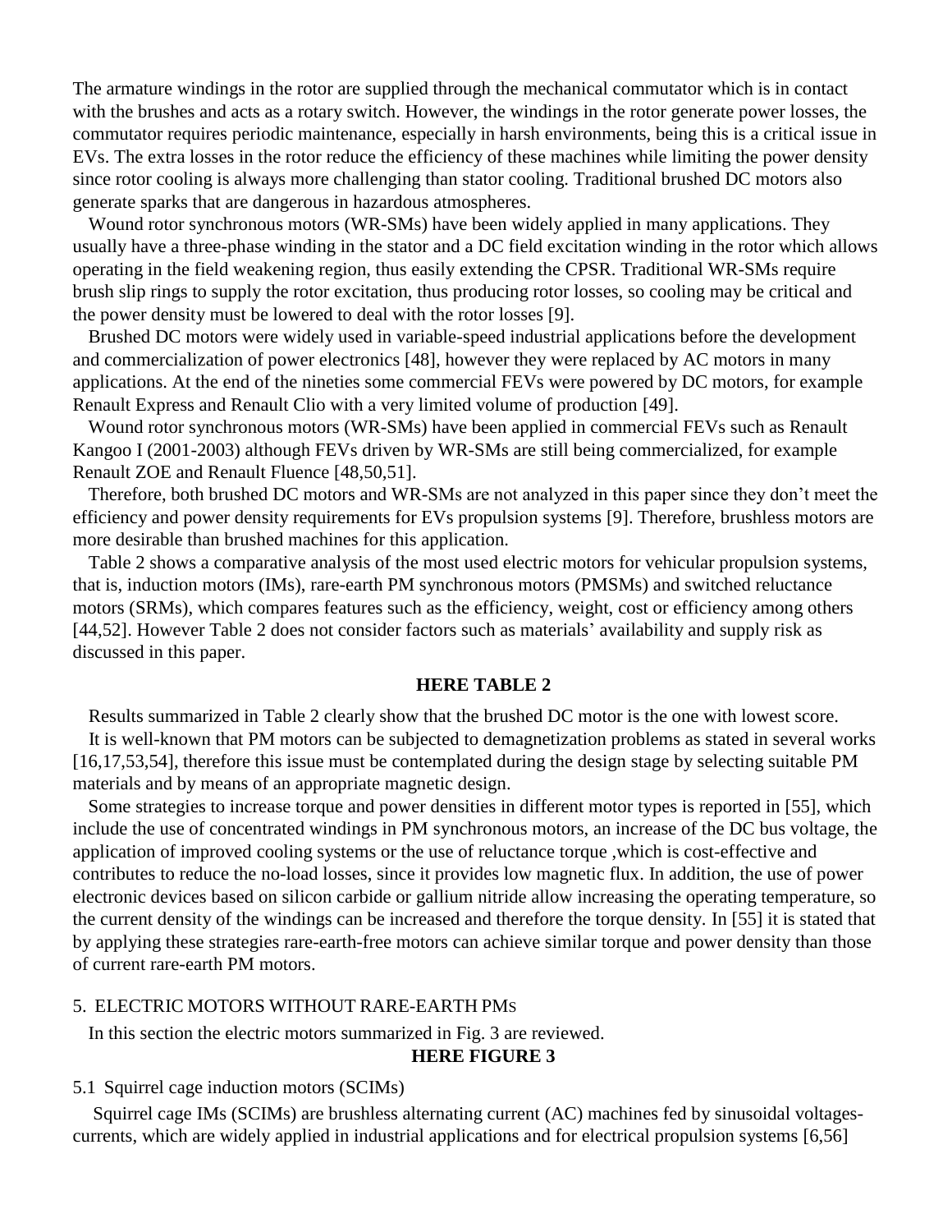The armature windings in the rotor are supplied through the mechanical commutator which is in contact with the brushes and acts as a rotary switch. However, the windings in the rotor generate power losses, the commutator requires periodic maintenance, especially in harsh environments, being this is a critical issue in EVs. The extra losses in the rotor reduce the efficiency of these machines while limiting the power density since rotor cooling is always more challenging than stator cooling. Traditional brushed DC motors also generate sparks that are dangerous in hazardous atmospheres.

Wound rotor synchronous motors (WR-SMs) have been widely applied in many applications. They usually have a three-phase winding in the stator and a DC field excitation winding in the rotor which allows operating in the field weakening region, thus easily extending the CPSR. Traditional WR-SMs require brush slip rings to supply the rotor excitation, thus producing rotor losses, so cooling may be critical and the power density must be lowered to deal with the rotor losses [9].

Brushed DC motors were widely used in variable-speed industrial applications before the development and commercialization of power electronics [48], however they were replaced by AC motors in many applications. At the end of the nineties some commercial FEVs were powered by DC motors, for example Renault Express and Renault Clio with a very limited volume of production [49].

Wound rotor synchronous motors (WR-SMs) have been applied in commercial FEVs such as Renault Kangoo I (2001-2003) although FEVs driven by WR-SMs are still being commercialized, for example Renault ZOE and Renault Fluence [48,50,51].

Therefore, both brushed DC motors and WR-SMs are not analyzed in this paper since they don't meet the efficiency and power density requirements for EVs propulsion systems [9]. Therefore, brushless motors are more desirable than brushed machines for this application.

Table 2 shows a comparative analysis of the most used electric motors for vehicular propulsion systems, that is, induction motors (IMs), rare-earth PM synchronous motors (PMSMs) and switched reluctance motors (SRMs), which compares features such as the efficiency, weight, cost or efficiency among others [44,52]. However Table 2 does not consider factors such as materials' availability and supply risk as discussed in this paper.

**HERE TABLE 2**

Results summarized in Table 2 clearly show that the brushed DC motor is the one with lowest score.

It is well-known that PM motors can be subjected to demagnetization problems as stated in several works [16,17,53,54], therefore this issue must be contemplated during the design stage by selecting suitable PM materials and by means of an appropriate magnetic design.

Some strategies to increase torque and power densities in different motor types is reported in [55], which include the use of concentrated windings in PM synchronous motors, an increase of the DC bus voltage, the application of improved cooling systems or the use of reluctance torque ,which is cost-effective and contributes to reduce the no-load losses, since it provides low magnetic flux. In addition, the use of power electronic devices based on silicon carbide or gallium nitride allow increasing the operating temperature, so the current density of the windings can be increased and therefore the torque density. In [55] it is stated that by applying these strategies rare-earth-free motors can achieve similar torque and power density than those of current rare-earth PM motors.

## 5. ELECTRIC MOTORS WITHOUT RARE-EARTH PMs

In this section the electric motors summarized in Fig. 3 are reviewed.

**HERE FIGURE 3**

### 5.1 Squirrel cage induction motors (SCIMs)

Squirrel cage IMs (SCIMs) are brushless alternating current (AC) machines fed by sinusoidal voltages-currents, which are widely applied in industrial applications and for electrical propulsion systems [6,56]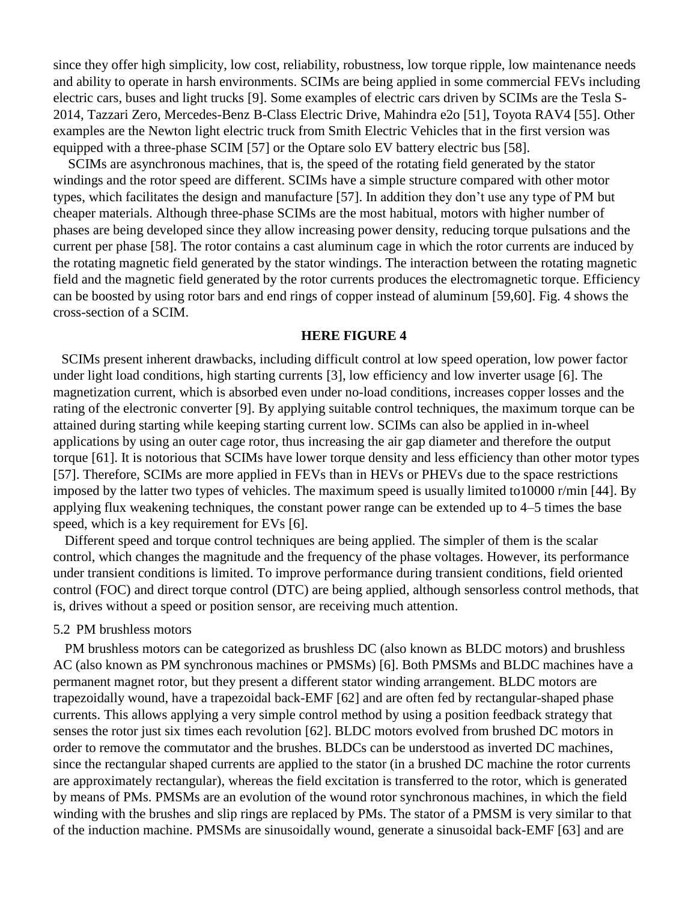since they offer high simplicity, low cost, reliability, robustness, low torque ripple, low maintenance needs and ability to operate in harsh environments. SCIMs are being applied in some commercial FEVs including electric cars, buses and light trucks [9]. Some examples of electric cars driven by SCIMs are the Tesla S-2014, Tazzari Zero, Mercedes-Benz B-Class Electric Drive, Mahindra e2o [51], Toyota RAV4 [55]. Other examples are the Newton light electric truck from Smith Electric Vehicles that in the first version was equipped with a three-phase SCIM [57] or the Optare solo EV battery electric bus [58].

SCIMs are asynchronous machines, that is, the speed of the rotating field generated by the stator windings and the rotor speed are different. SCIMs have a simple structure compared with other motor types, which facilitates the design and manufacture [57]. In addition they don't use any type of PM but cheaper materials. Although three-phase SCIMs are the most habitual, motors with higher number of phases are being developed since they allow increasing power density, reducing torque pulsations and the current per phase [58]. The rotor contains a cast aluminum cage in which the rotor currents are induced by the rotating magnetic field generated by the stator windings. The interaction between the rotating magnetic field and the magnetic field generated by the rotor currents produces the electromagnetic torque. Efficiency can be boosted by using rotor bars and end rings of copper instead of aluminum [59,60]. Fig. 4 shows the cross-section of a SCIM.

**HERE FIGURE 4**

SCIMs present inherent drawbacks, including difficult control at low speed operation, low power factor under light load conditions, high starting currents [3], low efficiency and low inverter usage [6]. The magnetization current, which is absorbed even under no-load conditions, increases copper losses and the rating of the electronic converter [9]. By applying suitable control techniques, the maximum torque can be attained during starting while keeping starting current low. SCIMs can also be applied in in-wheel applications by using an outer cage rotor, thus increasing the air gap diameter and therefore the output torque [61]. It is notorious that SCIMs have lower torque density and less efficiency than other motor types [57]. Therefore, SCIMs are more applied in FEVs than in HEVs or PHEVs due to the space restrictions imposed by the latter two types of vehicles. The maximum speed is usually limited to10000 r/min [44]. By applying flux weakening techniques, the constant power range can be extended up to 4–5 times the base speed, which is a key requirement for EVs [6].

Different speed and torque control techniques are being applied. The simpler of them is the scalar control, which changes the magnitude and the frequency of the phase voltages. However, its performance under transient conditions is limited. To improve performance during transient conditions, field oriented control (FOC) and direct torque control (DTC) are being applied, although sensorless control methods, that is, drives without a speed or position sensor, are receiving much attention.

### 5.2 PM brushless motors

PM brushless motors can be categorized as brushless DC (also known as BLDC motors) and brushless AC (also known as PM synchronous machines or PMSMs) [6]. Both PMSMs and BLDC machines have a permanent magnet rotor, but they present a different stator winding arrangement. BLDC motors are trapezoidally wound, have a trapezoidal back-EMF [62] and are often fed by rectangular-shaped phase currents. This allows applying a very simple control method by using a position feedback strategy that senses the rotor just six times each revolution [62]. BLDC motors evolved from brushed DC motors in order to remove the commutator and the brushes. BLDCs can be understood as inverted DC machines, since the rectangular shaped currents are applied to the stator (in a brushed DC machine the rotor currents are approximately rectangular), whereas the field excitation is transferred to the rotor, which is generated by means of PMs. PMSMs are an evolution of the wound rotor synchronous machines, in which the field winding with the brushes and slip rings are replaced by PMs. The stator of a PMSM is very similar to that of the induction machine. PMSMs are sinusoidally wound, generate a sinusoidal back-EMF [63] and are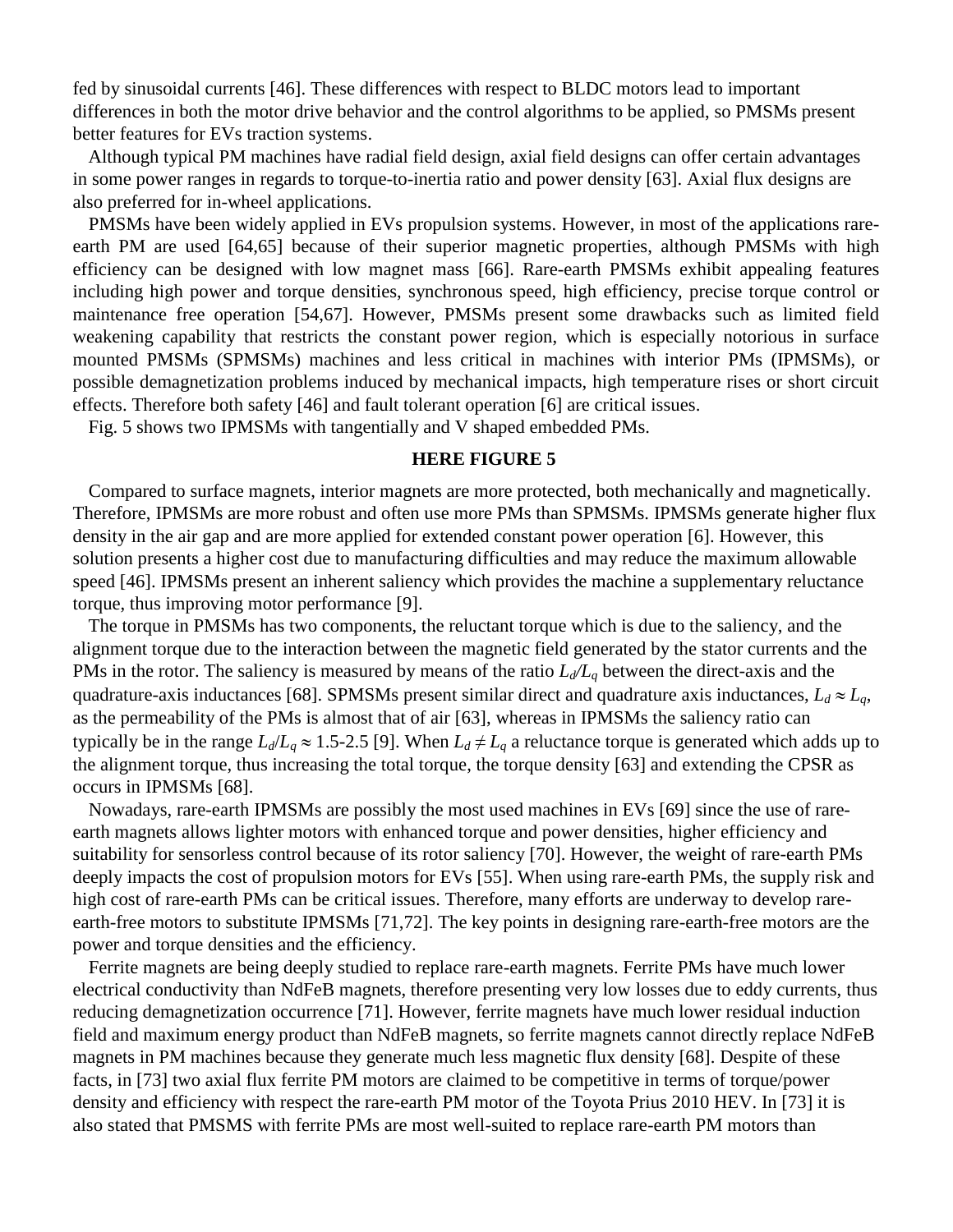fed by sinusoidal currents [46]. These differences with respect to BLDC motors lead to important differences in both the motor drive behavior and the control algorithms to be applied, so PMSMs present better features for EVs traction systems.

Although typical PM machines have radial field design, axial field designs can offer certain advantages in some power ranges in regards to torque-to-inertia ratio and power density [63]. Axial flux designs are also preferred for in-wheel applications.

PMSMs have been widely applied in EVs propulsion systems. However, in most of the applications rare-earth PM are used [64,65] because of their superior magnetic properties, although PMSMs with high efficiency can be designed with low magnet mass [66]. Rare-earth PMSMs exhibit appealing features including high power and torque densities, synchronous speed, high efficiency, precise torque control or maintenance free operation [54,67]. However, PMSMs present some drawbacks such as limited field weakening capability that restricts the constant power region, which is especially notorious in surface mounted PMSMs (SPMSMs) machines and less critical in machines with interior PMs (IPMSMs), or possible demagnetization problems induced by mechanical impacts, high temperature rises or short circuit effects. Therefore both safety [46] and fault tolerant operation [6] are critical issues.

Fig. 5 shows two IPMSMs with tangentially and V shaped embedded PMs.

**HERE FIGURE 5**

Compared to surface magnets, interior magnets are more protected, both mechanically and magnetically. Therefore, IPMSMs are more robust and often use more PMs than SPMSMs. IPMSMs generate higher flux density in the air gap and are more applied for extended constant power operation [6]. However, this solution presents a higher cost due to manufacturing difficulties and may reduce the maximum allowable speed [46]. IPMSMs present an inherent saliency which provides the machine a supplementary reluctance torque, thus improving motor performance [9].

The torque in PMSMs has two components, the reluctant torque which is due to the saliency, and the alignment torque due to the interaction between the magnetic field generated by the stator currents and the PMs in the rotor. The saliency is measured by means of the ratio $L_d/L_q$ between the direct-axis and the quadrature-axis inductances [68]. SPMSMs present similar direct and quadrature axis inductances, $L_d \approx L_q$, as the permeability of the PMs is almost that of air [63], whereas in IPMSMs the saliency ratio can typically be in the range $L_d/L_q \approx$ 1.5-2.5 [9]. When $L_d \neq L_q$ a reluctance torque is generated which adds up to the alignment torque, thus increasing the total torque, the torque density [63] and extending the CPSR as occurs in IPMSMs [68].

Nowadays, rare-earth IPMSMs are possibly the most used machines in EVs [69] since the use of rare-earth magnets allows lighter motors with enhanced torque and power densities, higher efficiency and suitability for sensorless control because of its rotor saliency [70]. However, the weight of rare-earth PMs deeply impacts the cost of propulsion motors for EVs [55]. When using rare-earth PMs, the supply risk and high cost of rare-earth PMs can be critical issues. Therefore, many efforts are underway to develop rare-earth-free motors to substitute IPMSMs [71,72]. The key points in designing rare-earth-free motors are the power and torque densities and the efficiency.

Ferrite magnets are being deeply studied to replace rare-earth magnets. Ferrite PMs have much lower electrical conductivity than NdFeB magnets, therefore presenting very low losses due to eddy currents, thus reducing demagnetization occurrence [71]. However, ferrite magnets have much lower residual induction field and maximum energy product than NdFeB magnets, so ferrite magnets cannot directly replace NdFeB magnets in PM machines because they generate much less magnetic flux density [68]. Despite of these facts, in [73] two axial flux ferrite PM motors are claimed to be competitive in terms of torque/power density and efficiency with respect the rare-earth PM motor of the Toyota Prius 2010 HEV. In [73] it is also stated that PMSMS with ferrite PMs are most well-suited to replace rare-earth PM motors than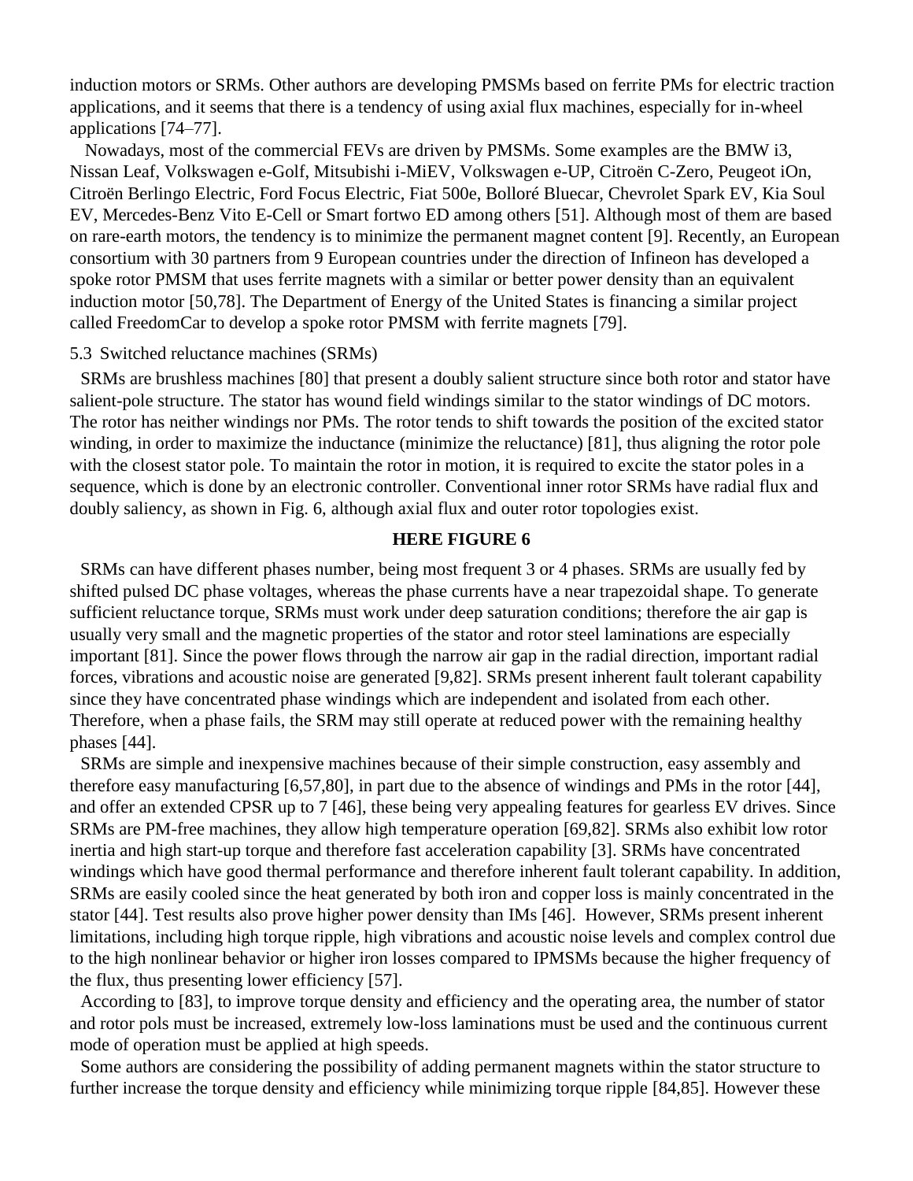induction motors or SRMs. Other authors are developing PMSMs based on ferrite PMs for electric traction applications, and it seems that there is a tendency of using axial flux machines, especially for in-wheel applications [74–77].

Nowadays, most of the commercial FEVs are driven by PMSMs. Some examples are the BMW i3, Nissan Leaf, Volkswagen e-Golf, Mitsubishi i-MiEV, Volkswagen e-UP, Citroën C-Zero, Peugeot iOn, Citroën Berlingo Electric, Ford Focus Electric, Fiat 500e, Bolloré Bluecar, Chevrolet Spark EV, Kia Soul EV, Mercedes-Benz Vito E-Cell or Smart fortwo ED among others [51]. Although most of them are based on rare-earth motors, the tendency is to minimize the permanent magnet content [9]. Recently, an European consortium with 30 partners from 9 European countries under the direction of Infineon has developed a spoke rotor PMSM that uses ferrite magnets with a similar or better power density than an equivalent induction motor [50,78]. The Department of Energy of the United States is financing a similar project called FreedomCar to develop a spoke rotor PMSM with ferrite magnets [79].

### 5.3 Switched reluctance machines (SRMs)

SRMs are brushless machines [80] that present a doubly salient structure since both rotor and stator have salient-pole structure. The stator has wound field windings similar to the stator windings of DC motors. The rotor has neither windings nor PMs. The rotor tends to shift towards the position of the excited stator winding, in order to maximize the inductance (minimize the reluctance) [81], thus aligning the rotor pole with the closest stator pole. To maintain the rotor in motion, it is required to excite the stator poles in a sequence, which is done by an electronic controller. Conventional inner rotor SRMs have radial flux and doubly saliency, as shown in Fig. 6, although axial flux and outer rotor topologies exist.

**HERE FIGURE 6**

SRMs can have different phases number, being most frequent 3 or 4 phases. SRMs are usually fed by shifted pulsed DC phase voltages, whereas the phase currents have a near trapezoidal shape. To generate sufficient reluctance torque, SRMs must work under deep saturation conditions; therefore the air gap is usually very small and the magnetic properties of the stator and rotor steel laminations are especially important [81]. Since the power flows through the narrow air gap in the radial direction, important radial forces, vibrations and acoustic noise are generated [9,82]. SRMs present inherent fault tolerant capability since they have concentrated phase windings which are independent and isolated from each other. Therefore, when a phase fails, the SRM may still operate at reduced power with the remaining healthy phases [44].

SRMs are simple and inexpensive machines because of their simple construction, easy assembly and therefore easy manufacturing [6,57,80], in part due to the absence of windings and PMs in the rotor [44], and offer an extended CPSR up to 7 [46], these being very appealing features for gearless EV drives. Since SRMs are PM-free machines, they allow high temperature operation [69,82]. SRMs also exhibit low rotor inertia and high start-up torque and therefore fast acceleration capability [3]. SRMs have concentrated windings which have good thermal performance and therefore inherent fault tolerant capability. In addition, SRMs are easily cooled since the heat generated by both iron and copper loss is mainly concentrated in the stator [44]. Test results also prove higher power density than IMs [46]. However, SRMs present inherent limitations, including high torque ripple, high vibrations and acoustic noise levels and complex control due to the high nonlinear behavior or higher iron losses compared to IPMSMs because the higher frequency of the flux, thus presenting lower efficiency [57].

According to [83], to improve torque density and efficiency and the operating area, the number of stator and rotor pols must be increased, extremely low-loss laminations must be used and the continuous current mode of operation must be applied at high speeds.

Some authors are considering the possibility of adding permanent magnets within the stator structure to further increase the torque density and efficiency while minimizing torque ripple [84,85]. However these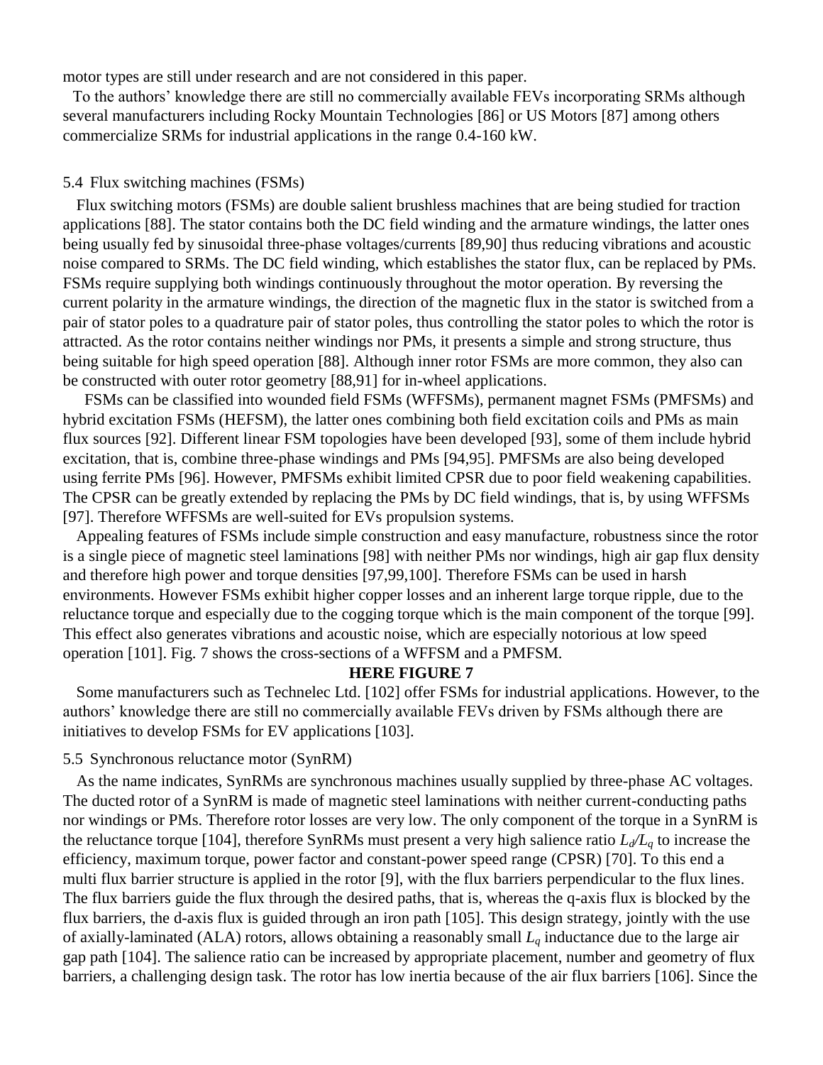motor types are still under research and are not considered in this paper.

To the authors' knowledge there are still no commercially available FEVs incorporating SRMs although several manufacturers including Rocky Mountain Technologies [86] or US Motors [87] among others commercialize SRMs for industrial applications in the range 0.4-160 kW.

### 5.4 Flux switching machines (FSMs)

Flux switching motors (FSMs) are double salient brushless machines that are being studied for traction applications [88]. The stator contains both the DC field winding and the armature windings, the latter ones being usually fed by sinusoidal three-phase voltages/currents [89,90] thus reducing vibrations and acoustic noise compared to SRMs. The DC field winding, which establishes the stator flux, can be replaced by PMs. FSMs require supplying both windings continuously throughout the motor operation. By reversing the current polarity in the armature windings, the direction of the magnetic flux in the stator is switched from a pair of stator poles to a quadrature pair of stator poles, thus controlling the stator poles to which the rotor is attracted. As the rotor contains neither windings nor PMs, it presents a simple and strong structure, thus being suitable for high speed operation [88]. Although inner rotor FSMs are more common, they also can be constructed with outer rotor geometry [88,91] for in-wheel applications.

FSMs can be classified into wounded field FSMs (WFFSMs), permanent magnet FSMs (PMFSMs) and hybrid excitation FSMs (HEFSM), the latter ones combining both field excitation coils and PMs as main flux sources [92]. Different linear FSM topologies have been developed [93], some of them include hybrid excitation, that is, combine three-phase windings and PMs [94,95]. PMFSMs are also being developed using ferrite PMs [96]. However, PMFSMs exhibit limited CPSR due to poor field weakening capabilities. The CPSR can be greatly extended by replacing the PMs by DC field windings, that is, by using WFFSMs [97]. Therefore WFFSMs are well-suited for EVs propulsion systems.

Appealing features of FSMs include simple construction and easy manufacture, robustness since the rotor is a single piece of magnetic steel laminations [98] with neither PMs nor windings, high air gap flux density and therefore high power and torque densities [97,99,100]. Therefore FSMs can be used in harsh environments. However FSMs exhibit higher copper losses and an inherent large torque ripple, due to the reluctance torque and especially due to the cogging torque which is the main component of the torque [99]. This effect also generates vibrations and acoustic noise, which are especially notorious at low speed operation [101]. Fig. 7 shows the cross-sections of a WFFSM and a PMFSM.

**HERE FIGURE 7**

Some manufacturers such as Technelec Ltd. [102] offer FSMs for industrial applications. However, to the authors' knowledge there are still no commercially available FEVs driven by FSMs although there are initiatives to develop FSMs for EV applications [103].

### 5.5 Synchronous reluctance motor (SynRM)

As the name indicates, SynRMs are synchronous machines usually supplied by three-phase AC voltages. The ducted rotor of a SynRM is made of magnetic steel laminations with neither current-conducting paths nor windings or PMs. Therefore rotor losses are very low. The only component of the torque in a SynRM is the reluctance torque [104], therefore SynRMs must present a very high salience ratio $L_d/L_q$ to increase the efficiency, maximum torque, power factor and constant-power speed range (CPSR) [70]. To this end a multi flux barrier structure is applied in the rotor [9], with the flux barriers perpendicular to the flux lines. The flux barriers guide the flux through the desired paths, that is, whereas the q-axis flux is blocked by the flux barriers, the d-axis flux is guided through an iron path [105]. This design strategy, jointly with the use of axially-laminated (ALA) rotors, allows obtaining a reasonably small $L_q$ inductance due to the large air gap path [104]. The salience ratio can be increased by appropriate placement, number and geometry of flux barriers, a challenging design task. The rotor has low inertia because of the air flux barriers [106]. Since the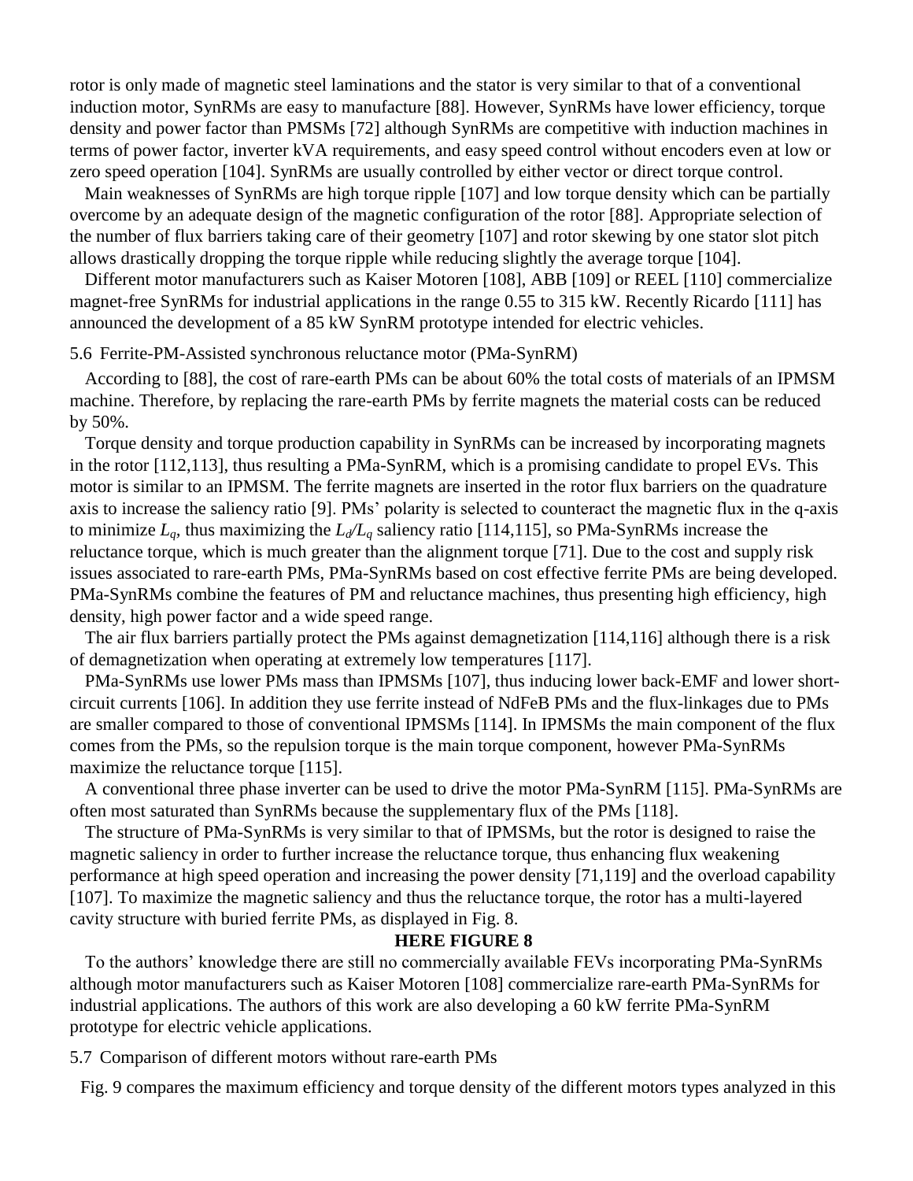rotor is only made of magnetic steel laminations and the stator is very similar to that of a conventional induction motor, SynRMs are easy to manufacture [88]. However, SynRMs have lower efficiency, torque density and power factor than PMSMs [72] although SynRMs are competitive with induction machines in terms of power factor, inverter kVA requirements, and easy speed control without encoders even at low or zero speed operation [104]. SynRMs are usually controlled by either vector or direct torque control.

Main weaknesses of SynRMs are high torque ripple [107] and low torque density which can be partially overcome by an adequate design of the magnetic configuration of the rotor [88]. Appropriate selection of the number of flux barriers taking care of their geometry [107] and rotor skewing by one stator slot pitch allows drastically dropping the torque ripple while reducing slightly the average torque [104].

Different motor manufacturers such as Kaiser Motoren [108], ABB [109] or REEL [110] commercialize magnet-free SynRMs for industrial applications in the range 0.55 to 315 kW. Recently Ricardo [111] has announced the development of a 85 kW SynRM prototype intended for electric vehicles.

### 5.6 Ferrite-PM-Assisted synchronous reluctance motor (PMa-SynRM)

According to [88], the cost of rare-earth PMs can be about 60% the total costs of materials of an IPMSM machine. Therefore, by replacing the rare-earth PMs by ferrite magnets the material costs can be reduced by 50%.

Torque density and torque production capability in SynRMs can be increased by incorporating magnets in the rotor [112,113], thus resulting a PMa-SynRM, which is a promising candidate to propel EVs. This motor is similar to an IPMSM. The ferrite magnets are inserted in the rotor flux barriers on the quadrature axis to increase the saliency ratio [9]. PMs' polarity is selected to counteract the magnetic flux in the q-axis to minimize $L_q$, thus maximizing the $L_d/L_q$ saliency ratio [114,115], so PMa-SynRMs increase the reluctance torque, which is much greater than the alignment torque [71]. Due to the cost and supply risk issues associated to rare-earth PMs, PMa-SynRMs based on cost effective ferrite PMs are being developed. PMa-SynRMs combine the features of PM and reluctance machines, thus presenting high efficiency, high density, high power factor and a wide speed range.

The air flux barriers partially protect the PMs against demagnetization [114,116] although there is a risk of demagnetization when operating at extremely low temperatures [117].

PMa-SynRMs use lower PMs mass than IPMSMs [107], thus inducing lower back-EMF and lower short-circuit currents [106]. In addition they use ferrite instead of NdFeB PMs and the flux-linkages due to PMs are smaller compared to those of conventional IPMSMs [114]. In IPMSMs the main component of the flux comes from the PMs, so the repulsion torque is the main torque component, however PMa-SynRMs maximize the reluctance torque [115].

A conventional three phase inverter can be used to drive the motor PMa-SynRM [115]. PMa-SynRMs are often most saturated than SynRMs because the supplementary flux of the PMs [118].

The structure of PMa-SynRMs is very similar to that of IPMSMs, but the rotor is designed to raise the magnetic saliency in order to further increase the reluctance torque, thus enhancing flux weakening performance at high speed operation and increasing the power density [71,119] and the overload capability [107]. To maximize the magnetic saliency and thus the reluctance torque, the rotor has a multi-layered cavity structure with buried ferrite PMs, as displayed in Fig. 8.

**HERE FIGURE 8**

To the authors' knowledge there are still no commercially available FEVs incorporating PMa-SynRMs although motor manufacturers such as Kaiser Motoren [108] commercialize rare-earth PMa-SynRMs for industrial applications. The authors of this work are also developing a 60 kW ferrite PMa-SynRM prototype for electric vehicle applications.

### 5.7 Comparison of different motors without rare-earth PMs

Fig. 9 compares the maximum efficiency and torque density of the different motors types analyzed in this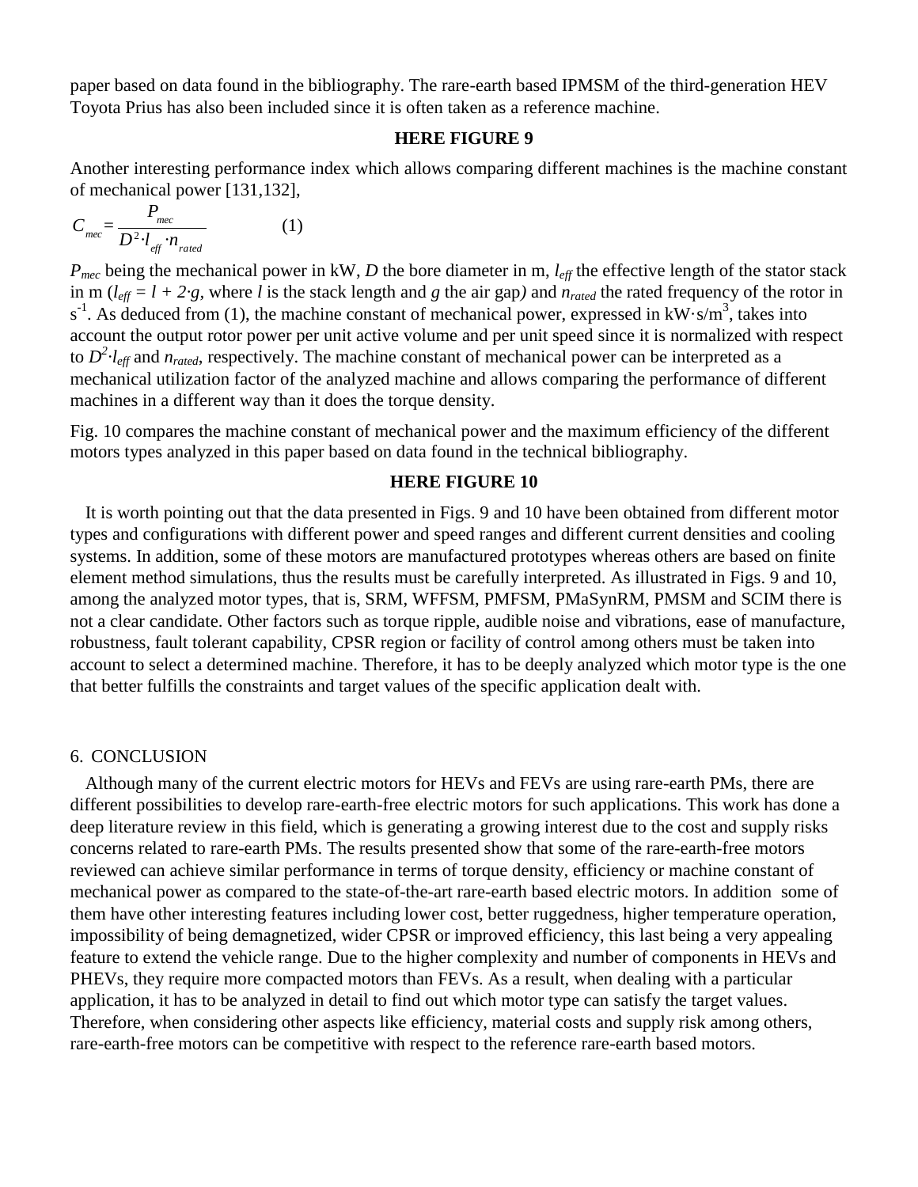paper based on data found in the bibliography. The rare-earth based IPMSM of the third-generation HEV Toyota Prius has also been included since it is often taken as a reference machine.

**HERE FIGURE 9**

Another interesting performance index which allows comparing different machines is the machine constant of mechanical power [131,132],

$$C_{mec} = \frac{P_{mec}}{D^2 \cdot l_{eff} \cdot n_{rated}} \qquad (1)$$

$P_{mec}$ being the mechanical power in kW, $D$ the bore diameter in m, $l_{eff}$ the effective length of the stator stack in m ($l_{eff} = l + 2 \cdot g$, where $l$ is the stack length and $g$ the air gap) and $n_{rated}$ the rated frequency of the rotor in $s^{-1}$. As deduced from (1), the machine constant of mechanical power, expressed in $kW \cdot s/m^3$, takes into account the output rotor power per unit active volume and per unit speed since it is normalized with respect to $D^2 \cdot l_{eff}$ and $n_{rated}$, respectively. The machine constant of mechanical power can be interpreted as a mechanical utilization factor of the analyzed machine and allows comparing the performance of different machines in a different way than it does the torque density.

Fig. 10 compares the machine constant of mechanical power and the maximum efficiency of the different motors types analyzed in this paper based on data found in the technical bibliography.

**HERE FIGURE 10**

It is worth pointing out that the data presented in Figs. 9 and 10 have been obtained from different motor types and configurations with different power and speed ranges and different current densities and cooling systems. In addition, some of these motors are manufactured prototypes whereas others are based on finite element method simulations, thus the results must be carefully interpreted. As illustrated in Figs. 9 and 10, among the analyzed motor types, that is, SRM, WFFSM, PMFSM, PMaSynRM, PMSM and SCIM there is not a clear candidate. Other factors such as torque ripple, audible noise and vibrations, ease of manufacture, robustness, fault tolerant capability, CPSR region or facility of control among others must be taken into account to select a determined machine. Therefore, it has to be deeply analyzed which motor type is the one that better fulfills the constraints and target values of the specific application dealt with.

## 6. CONCLUSION

Although many of the current electric motors for HEVs and FEVs are using rare-earth PMs, there are different possibilities to develop rare-earth-free electric motors for such applications. This work has done a deep literature review in this field, which is generating a growing interest due to the cost and supply risks concerns related to rare-earth PMs. The results presented show that some of the rare-earth-free motors reviewed can achieve similar performance in terms of torque density, efficiency or machine constant of mechanical power as compared to the state-of-the-art rare-earth based electric motors. In addition some of them have other interesting features including lower cost, better ruggedness, higher temperature operation, impossibility of being demagnetized, wider CPSR or improved efficiency, this last being a very appealing feature to extend the vehicle range. Due to the higher complexity and number of components in HEVs and PHEVs, they require more compacted motors than FEVs. As a result, when dealing with a particular application, it has to be analyzed in detail to find out which motor type can satisfy the target values. Therefore, when considering other aspects like efficiency, material costs and supply risk among others, rare-earth-free motors can be competitive with respect to the reference rare-earth based motors.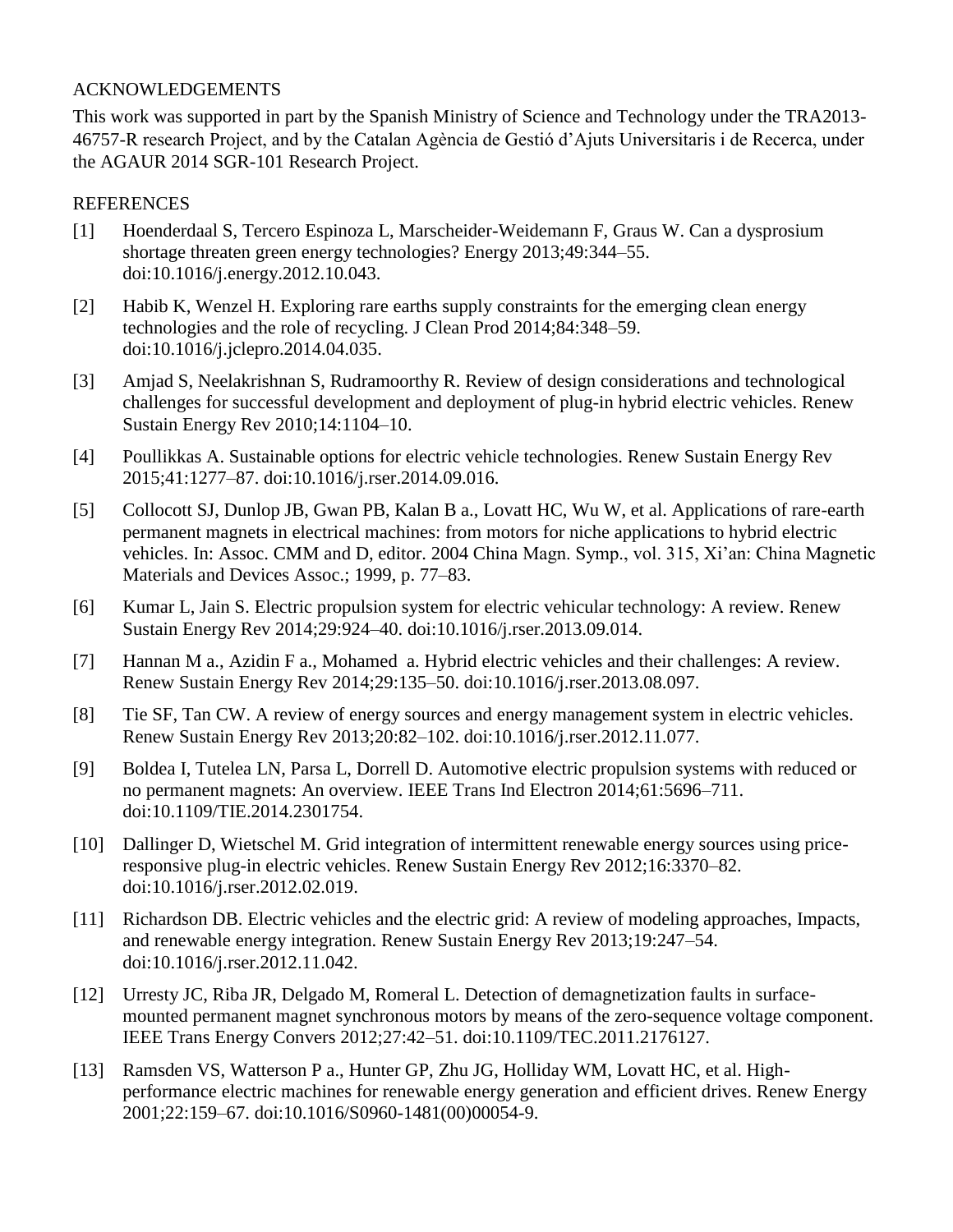## ACKNOWLEDGEMENTS

This work was supported in part by the Spanish Ministry of Science and Technology under the TRA2013-46757-R research Project, and by the Catalan Agència de Gestió d'Ajuts Universitaris i de Recerca, under the AGAUR 2014 SGR-101 Research Project.

## REFERENCES

[1] Hoenderdaal S, Tercero Espinoza L, Marscheider-Weidemann F, Graus W. Can a dysprosium shortage threaten green energy technologies? Energy 2013;49:344–55. doi:10.1016/j.energy.2012.10.043.

[2] Habib K, Wenzel H. Exploring rare earths supply constraints for the emerging clean energy technologies and the role of recycling. J Clean Prod 2014;84:348–59. doi:10.1016/j.jclepro.2014.04.035.

[3] Amjad S, Neelakrishnan S, Rudramoorthy R. Review of design considerations and technological challenges for successful development and deployment of plug-in hybrid electric vehicles. Renew Sustain Energy Rev 2010;14:1104–10.

[4] Poullikkas A. Sustainable options for electric vehicle technologies. Renew Sustain Energy Rev 2015;41:1277–87. doi:10.1016/j.rser.2014.09.016.

[5] Collocott SJ, Dunlop JB, Gwan PB, Kalan B a., Lovatt HC, Wu W, et al. Applications of rare-earth permanent magnets in electrical machines: from motors for niche applications to hybrid electric vehicles. In: Assoc. CMM and D, editor. 2004 China Magn. Symp., vol. 315, Xi'an: China Magnetic Materials and Devices Assoc.; 1999, p. 77–83.

[6] Kumar L, Jain S. Electric propulsion system for electric vehicular technology: A review. Renew Sustain Energy Rev 2014;29:924–40. doi:10.1016/j.rser.2013.09.014.

[7] Hannan M a., Azidin F a., Mohamed a. Hybrid electric vehicles and their challenges: A review. Renew Sustain Energy Rev 2014;29:135–50. doi:10.1016/j.rser.2013.08.097.

[8] Tie SF, Tan CW. A review of energy sources and energy management system in electric vehicles. Renew Sustain Energy Rev 2013;20:82–102. doi:10.1016/j.rser.2012.11.077.

[9] Boldea I, Tutelea LN, Parsa L, Dorrell D. Automotive electric propulsion systems with reduced or no permanent magnets: An overview. IEEE Trans Ind Electron 2014;61:5696–711. doi:10.1109/TIE.2014.2301754.

[10] Dallinger D, Wietschel M. Grid integration of intermittent renewable energy sources using price-responsive plug-in electric vehicles. Renew Sustain Energy Rev 2012;16:3370–82. doi:10.1016/j.rser.2012.02.019.

[11] Richardson DB. Electric vehicles and the electric grid: A review of modeling approaches, Impacts, and renewable energy integration. Renew Sustain Energy Rev 2013;19:247–54. doi:10.1016/j.rser.2012.11.042.

[12] Urresty JC, Riba JR, Delgado M, Romeral L. Detection of demagnetization faults in surface-mounted permanent magnet synchronous motors by means of the zero-sequence voltage component. IEEE Trans Energy Convers 2012;27:42–51. doi:10.1109/TEC.2011.2176127.

[13] Ramsden VS, Watterson P a., Hunter GP, Zhu JG, Holliday WM, Lovatt HC, et al. High-performance electric machines for renewable energy generation and efficient drives. Renew Energy 2001;22:159–67. doi:10.1016/S0960-1481(00)00054-9.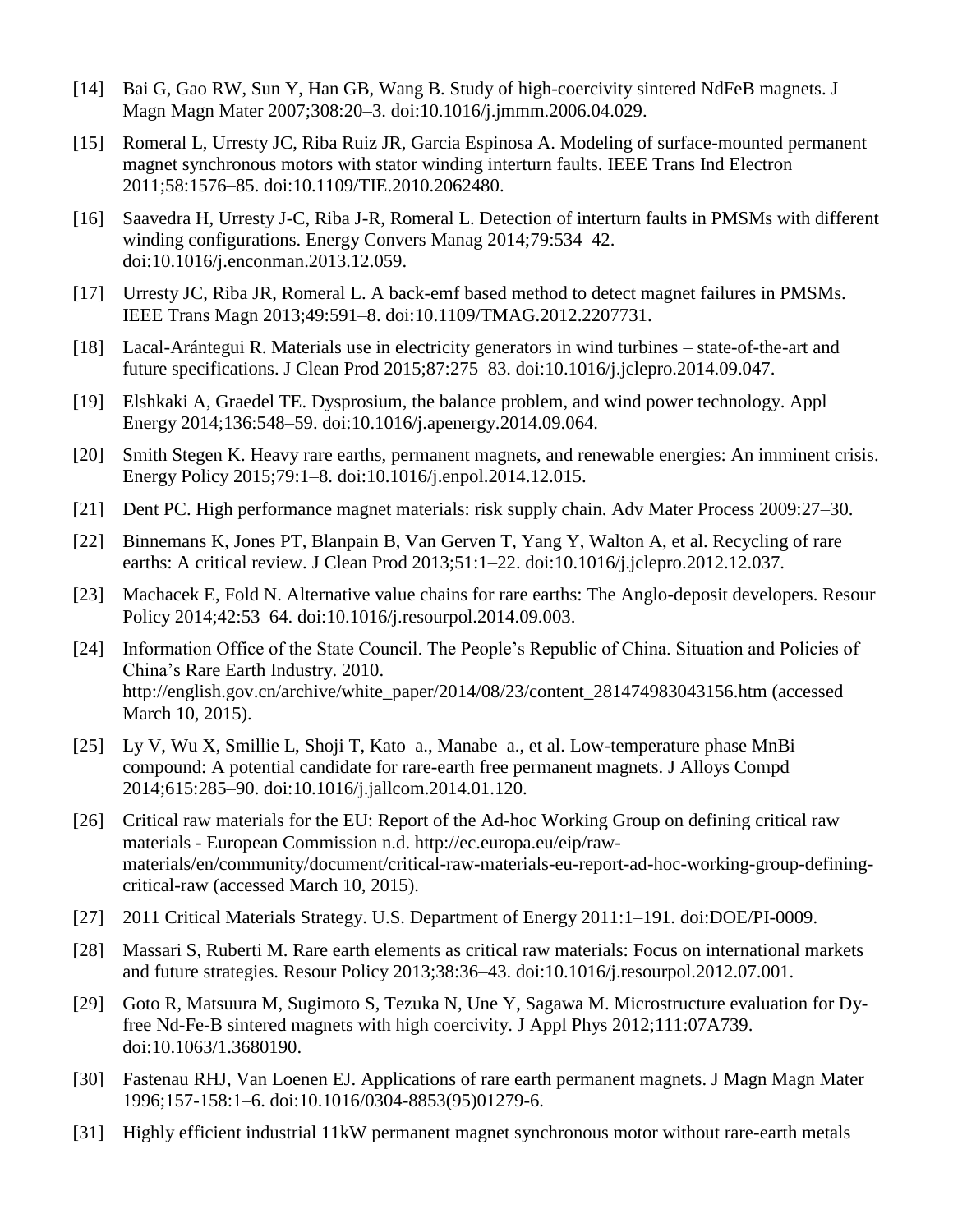[14] Bai G, Gao RW, Sun Y, Han GB, Wang B. Study of high-coercivity sintered NdFeB magnets. J Magn Magn Mater 2007;308:20–3. doi:10.1016/j.jmmm.2006.04.029.

[15] Romeral L, Urresty JC, Riba Ruiz JR, Garcia Espinosa A. Modeling of surface-mounted permanent magnet synchronous motors with stator winding interturn faults. IEEE Trans Ind Electron 2011;58:1576–85. doi:10.1109/TIE.2010.2062480.

[16] Saavedra H, Urresty J-C, Riba J-R, Romeral L. Detection of interturn faults in PMSMs with different winding configurations. Energy Convers Manag 2014;79:534–42. doi:10.1016/j.enconman.2013.12.059.

[17] Urresty JC, Riba JR, Romeral L. A back-emf based method to detect magnet failures in PMSMs. IEEE Trans Magn 2013;49:591–8. doi:10.1109/TMAG.2012.2207731.

[18] Lacal-Arántegui R. Materials use in electricity generators in wind turbines – state-of-the-art and future specifications. J Clean Prod 2015;87:275–83. doi:10.1016/j.jclepro.2014.09.047.

[19] Elshkaki A, Graedel TE. Dysprosium, the balance problem, and wind power technology. Appl Energy 2014;136:548–59. doi:10.1016/j.apenergy.2014.09.064.

[20] Smith Stegen K. Heavy rare earths, permanent magnets, and renewable energies: An imminent crisis. Energy Policy 2015;79:1–8. doi:10.1016/j.enpol.2014.12.015.

[21] Dent PC. High performance magnet materials: risk supply chain. Adv Mater Process 2009:27–30.

[22] Binnemans K, Jones PT, Blanpain B, Van Gerven T, Yang Y, Walton A, et al. Recycling of rare earths: A critical review. J Clean Prod 2013;51:1–22. doi:10.1016/j.jclepro.2012.12.037.

[23] Machacek E, Fold N. Alternative value chains for rare earths: The Anglo-deposit developers. Resour Policy 2014;42:53–64. doi:10.1016/j.resourpol.2014.09.003.

[24] Information Office of the State Council. The People's Republic of China. Situation and Policies of China's Rare Earth Industry. 2010. http://english.gov.cn/archive/white_paper/2014/08/23/content_281474983043156.htm (accessed March 10, 2015).

[25] Ly V, Wu X, Smillie L, Shoji T, Kato a., Manabe a., et al. Low-temperature phase MnBi compound: A potential candidate for rare-earth free permanent magnets. J Alloys Compd 2014;615:285–90. doi:10.1016/j.jallcom.2014.01.120.

[26] Critical raw materials for the EU: Report of the Ad-hoc Working Group on defining critical raw materials - European Commission n.d. http://ec.europa.eu/eip/raw-materials/en/community/document/critical-raw-materials-eu-report-ad-hoc-working-group-defining-critical-raw (accessed March 10, 2015).

[27] 2011 Critical Materials Strategy. U.S. Department of Energy 2011:1–191. doi:DOE/PI-0009.

[28] Massari S, Ruberti M. Rare earth elements as critical raw materials: Focus on international markets and future strategies. Resour Policy 2013;38:36–43. doi:10.1016/j.resourpol.2012.07.001.

[29] Goto R, Matsuura M, Sugimoto S, Tezuka N, Une Y, Sagawa M. Microstructure evaluation for Dy-free Nd-Fe-B sintered magnets with high coercivity. J Appl Phys 2012;111:07A739. doi:10.1063/1.3680190.

[30] Fastenau RHJ, Van Loenen EJ. Applications of rare earth permanent magnets. J Magn Magn Mater 1996;157-158:1–6. doi:10.1016/0304-8853(95)01279-6.

[31] Highly efficient industrial 11kW permanent magnet synchronous motor without rare-earth metals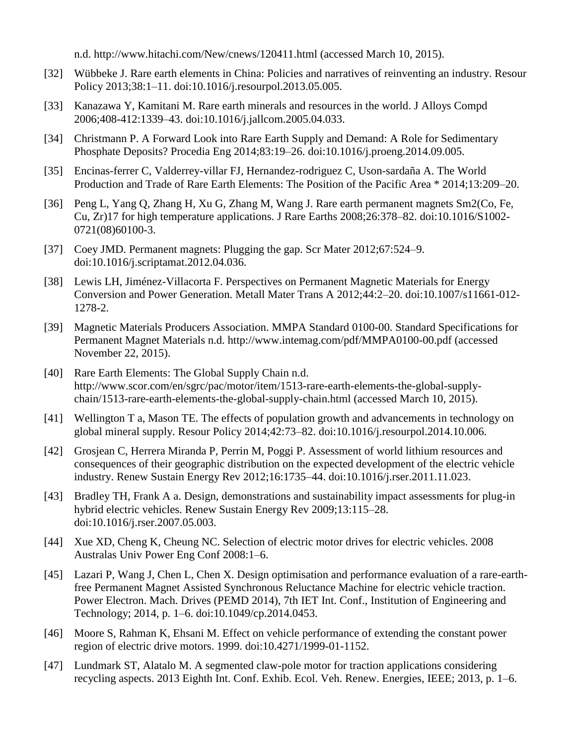n.d. http://www.hitachi.com/New/cnews/120411.html (accessed March 10, 2015).

[32] Wübbeke J. Rare earth elements in China: Policies and narratives of reinventing an industry. Resour Policy 2013;38:1–11. doi:10.1016/j.resourpol.2013.05.005.

[33] Kanazawa Y, Kamitani M. Rare earth minerals and resources in the world. J Alloys Compd 2006;408-412:1339–43. doi:10.1016/j.jallcom.2005.04.033.

[34] Christmann P. A Forward Look into Rare Earth Supply and Demand: A Role for Sedimentary Phosphate Deposits? Procedia Eng 2014;83:19–26. doi:10.1016/j.proeng.2014.09.005.

[35] Encinas-ferrer C, Valderrey-villar FJ, Hernandez-rodriguez C, Uson-sardaña A. The World Production and Trade of Rare Earth Elements: The Position of the Pacific Area * 2014;13:209–20.

[36] Peng L, Yang Q, Zhang H, Xu G, Zhang M, Wang J. Rare earth permanent magnets Sm2(Co, Fe, Cu, Zr)17 for high temperature applications. J Rare Earths 2008;26:378–82. doi:10.1016/S1002-0721(08)60100-3.

[37] Coey JMD. Permanent magnets: Plugging the gap. Scr Mater 2012;67:524–9. doi:10.1016/j.scriptamat.2012.04.036.

[38] Lewis LH, Jiménez-Villacorta F. Perspectives on Permanent Magnetic Materials for Energy Conversion and Power Generation. Metall Mater Trans A 2012;44:2–20. doi:10.1007/s11661-012-1278-2.

[39] Magnetic Materials Producers Association. MMPA Standard 0100-00. Standard Specifications for Permanent Magnet Materials n.d. http://www.intemag.com/pdf/MMPA0100-00.pdf (accessed November 22, 2015).

[40] Rare Earth Elements: The Global Supply Chain n.d. http://www.scor.com/en/sgrc/pac/motor/item/1513-rare-earth-elements-the-global-supply-chain/1513-rare-earth-elements-the-global-supply-chain.html (accessed March 10, 2015).

[41] Wellington T a, Mason TE. The effects of population growth and advancements in technology on global mineral supply. Resour Policy 2014;42:73–82. doi:10.1016/j.resourpol.2014.10.006.

[42] Grosjean C, Herrera Miranda P, Perrin M, Poggi P. Assessment of world lithium resources and consequences of their geographic distribution on the expected development of the electric vehicle industry. Renew Sustain Energy Rev 2012;16:1735–44. doi:10.1016/j.rser.2011.11.023.

[43] Bradley TH, Frank A a. Design, demonstrations and sustainability impact assessments for plug-in hybrid electric vehicles. Renew Sustain Energy Rev 2009;13:115–28. doi:10.1016/j.rser.2007.05.003.

[44] Xue XD, Cheng K, Cheung NC. Selection of electric motor drives for electric vehicles. 2008 Australas Univ Power Eng Conf 2008:1–6.

[45] Lazari P, Wang J, Chen L, Chen X. Design optimisation and performance evaluation of a rare-earth-free Permanent Magnet Assisted Synchronous Reluctance Machine for electric vehicle traction. Power Electron. Mach. Drives (PEMD 2014), 7th IET Int. Conf., Institution of Engineering and Technology; 2014, p. 1–6. doi:10.1049/cp.2014.0453.

[46] Moore S, Rahman K, Ehsani M. Effect on vehicle performance of extending the constant power region of electric drive motors. 1999. doi:10.4271/1999-01-1152.

[47] Lundmark ST, Alatalo M. A segmented claw-pole motor for traction applications considering recycling aspects. 2013 Eighth Int. Conf. Exhib. Ecol. Veh. Renew. Energies, IEEE; 2013, p. 1–6.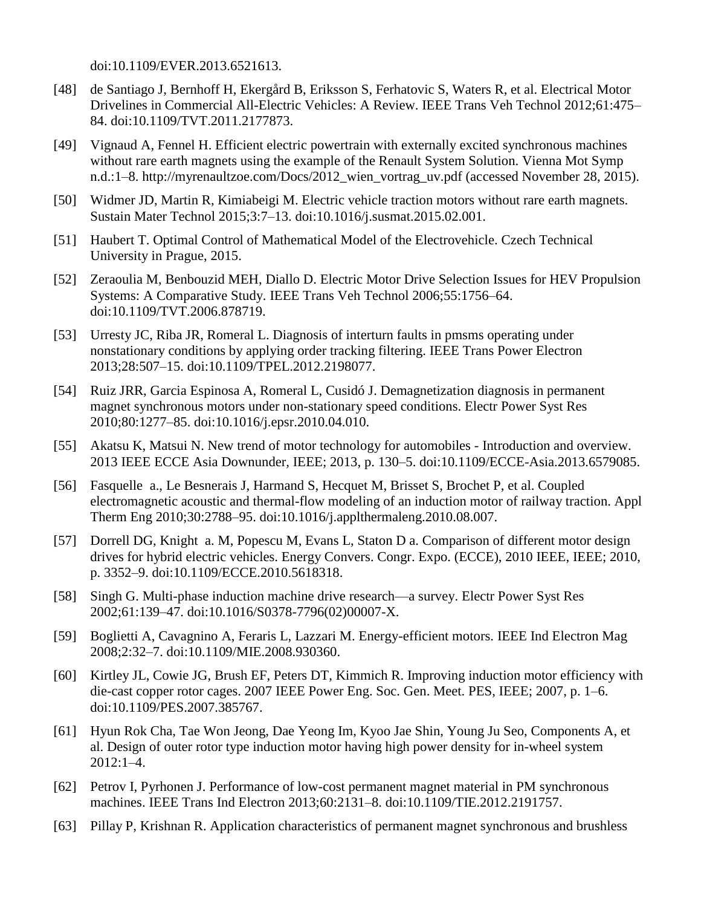doi:10.1109/EVER.2013.6521613.

[48] de Santiago J, Bernhoff H, Ekergård B, Eriksson S, Ferhatovic S, Waters R, et al. Electrical Motor Drivelines in Commercial All-Electric Vehicles: A Review. IEEE Trans Veh Technol 2012;61:475–84. doi:10.1109/TVT.2011.2177873.

[49] Vignaud A, Fennel H. Efficient electric powertrain with externally excited synchronous machines without rare earth magnets using the example of the Renault System Solution. Vienna Mot Symp n.d.:1–8. http://myrenaultzoe.com/Docs/2012_wien_vortrag_uv.pdf (accessed November 28, 2015).

[50] Widmer JD, Martin R, Kimiabeigi M. Electric vehicle traction motors without rare earth magnets. Sustain Mater Technol 2015;3:7–13. doi:10.1016/j.susmat.2015.02.001.

[51] Haubert T. Optimal Control of Mathematical Model of the Electrovehicle. Czech Technical University in Prague, 2015.

[52] Zeraoulia M, Benbouzid MEH, Diallo D. Electric Motor Drive Selection Issues for HEV Propulsion Systems: A Comparative Study. IEEE Trans Veh Technol 2006;55:1756–64. doi:10.1109/TVT.2006.878719.

[53] Urresty JC, Riba JR, Romeral L. Diagnosis of interturn faults in pmsms operating under nonstationary conditions by applying order tracking filtering. IEEE Trans Power Electron 2013;28:507–15. doi:10.1109/TPEL.2012.2198077.

[54] Ruiz JRR, Garcia Espinosa A, Romeral L, Cusidó J. Demagnetization diagnosis in permanent magnet synchronous motors under non-stationary speed conditions. Electr Power Syst Res 2010;80:1277–85. doi:10.1016/j.epsr.2010.04.010.

[55] Akatsu K, Matsui N. New trend of motor technology for automobiles - Introduction and overview. 2013 IEEE ECCE Asia Downunder, IEEE; 2013, p. 130–5. doi:10.1109/ECCE-Asia.2013.6579085.

[56] Fasquelle a., Le Besnerais J, Harmand S, Hecquet M, Brisset S, Brochet P, et al. Coupled electromagnetic acoustic and thermal-flow modeling of an induction motor of railway traction. Appl Therm Eng 2010;30:2788–95. doi:10.1016/j.applthermaleng.2010.08.007.

[57] Dorrell DG, Knight a. M, Popescu M, Evans L, Staton D a. Comparison of different motor design drives for hybrid electric vehicles. Energy Convers. Congr. Expo. (ECCE), 2010 IEEE, IEEE; 2010, p. 3352–9. doi:10.1109/ECCE.2010.5618318.

[58] Singh G. Multi-phase induction machine drive research—a survey. Electr Power Syst Res 2002;61:139–47. doi:10.1016/S0378-7796(02)00007-X.

[59] Boglietti A, Cavagnino A, Feraris L, Lazzari M. Energy-efficient motors. IEEE Ind Electron Mag 2008;2:32–7. doi:10.1109/MIE.2008.930360.

[60] Kirtley JL, Cowie JG, Brush EF, Peters DT, Kimmich R. Improving induction motor efficiency with die-cast copper rotor cages. 2007 IEEE Power Eng. Soc. Gen. Meet. PES, IEEE; 2007, p. 1–6. doi:10.1109/PES.2007.385767.

[61] Hyun Rok Cha, Tae Won Jeong, Dae Yeong Im, Kyoo Jae Shin, Young Ju Seo, Components A, et al. Design of outer rotor type induction motor having high power density for in-wheel system 2012:1–4.

[62] Petrov I, Pyrhonen J. Performance of low-cost permanent magnet material in PM synchronous machines. IEEE Trans Ind Electron 2013;60:2131–8. doi:10.1109/TIE.2012.2191757.

[63] Pillay P, Krishnan R. Application characteristics of permanent magnet synchronous and brushless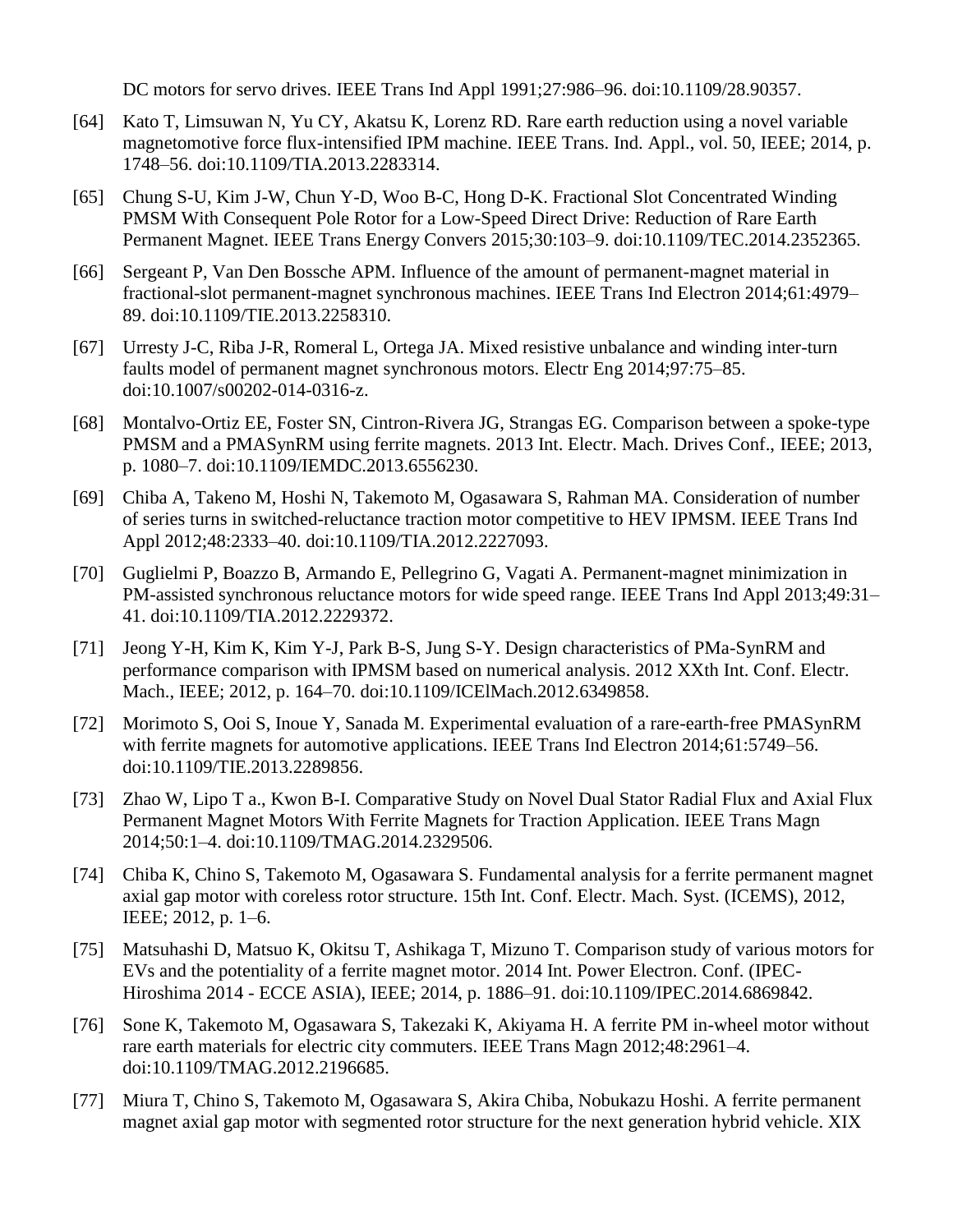DC motors for servo drives. IEEE Trans Ind Appl 1991;27:986–96. doi:10.1109/28.90357.

[64] Kato T, Limsuwan N, Yu CY, Akatsu K, Lorenz RD. Rare earth reduction using a novel variable magnetomotive force flux-intensified IPM machine. IEEE Trans. Ind. Appl., vol. 50, IEEE; 2014, p. 1748–56. doi:10.1109/TIA.2013.2283314.

[65] Chung S-U, Kim J-W, Chun Y-D, Woo B-C, Hong D-K. Fractional Slot Concentrated Winding PMSM With Consequent Pole Rotor for a Low-Speed Direct Drive: Reduction of Rare Earth Permanent Magnet. IEEE Trans Energy Convers 2015;30:103–9. doi:10.1109/TEC.2014.2352365.

[66] Sergeant P, Van Den Bossche APM. Influence of the amount of permanent-magnet material in fractional-slot permanent-magnet synchronous machines. IEEE Trans Ind Electron 2014;61:4979–89. doi:10.1109/TIE.2013.2258310.

[67] Urresty J-C, Riba J-R, Romeral L, Ortega JA. Mixed resistive unbalance and winding inter-turn faults model of permanent magnet synchronous motors. Electr Eng 2014;97:75–85. doi:10.1007/s00202-014-0316-z.

[68] Montalvo-Ortiz EE, Foster SN, Cintron-Rivera JG, Strangas EG. Comparison between a spoke-type PMSM and a PMASynRM using ferrite magnets. 2013 Int. Electr. Mach. Drives Conf., IEEE; 2013, p. 1080–7. doi:10.1109/IEMDC.2013.6556230.

[69] Chiba A, Takeno M, Hoshi N, Takemoto M, Ogasawara S, Rahman MA. Consideration of number of series turns in switched-reluctance traction motor competitive to HEV IPMSM. IEEE Trans Ind Appl 2012;48:2333–40. doi:10.1109/TIA.2012.2227093.

[70] Guglielmi P, Boazzo B, Armando E, Pellegrino G, Vagati A. Permanent-magnet minimization in PM-assisted synchronous reluctance motors for wide speed range. IEEE Trans Ind Appl 2013;49:31–41. doi:10.1109/TIA.2012.2229372.

[71] Jeong Y-H, Kim K, Kim Y-J, Park B-S, Jung S-Y. Design characteristics of PMa-SynRM and performance comparison with IPMSM based on numerical analysis. 2012 XXth Int. Conf. Electr. Mach., IEEE; 2012, p. 164–70. doi:10.1109/ICElMach.2012.6349858.

[72] Morimoto S, Ooi S, Inoue Y, Sanada M. Experimental evaluation of a rare-earth-free PMASynRM with ferrite magnets for automotive applications. IEEE Trans Ind Electron 2014;61:5749–56. doi:10.1109/TIE.2013.2289856.

[73] Zhao W, Lipo T a., Kwon B-I. Comparative Study on Novel Dual Stator Radial Flux and Axial Flux Permanent Magnet Motors With Ferrite Magnets for Traction Application. IEEE Trans Magn 2014;50:1–4. doi:10.1109/TMAG.2014.2329506.

[74] Chiba K, Chino S, Takemoto M, Ogasawara S. Fundamental analysis for a ferrite permanent magnet axial gap motor with coreless rotor structure. 15th Int. Conf. Electr. Mach. Syst. (ICEMS), 2012, IEEE; 2012, p. 1–6.

[75] Matsuhashi D, Matsuo K, Okitsu T, Ashikaga T, Mizuno T. Comparison study of various motors for EVs and the potentiality of a ferrite magnet motor. 2014 Int. Power Electron. Conf. (IPEC-Hiroshima 2014 - ECCE ASIA), IEEE; 2014, p. 1886–91. doi:10.1109/IPEC.2014.6869842.

[76] Sone K, Takemoto M, Ogasawara S, Takezaki K, Akiyama H. A ferrite PM in-wheel motor without rare earth materials for electric city commuters. IEEE Trans Magn 2012;48:2961–4. doi:10.1109/TMAG.2012.2196685.

[77] Miura T, Chino S, Takemoto M, Ogasawara S, Akira Chiba, Nobukazu Hoshi. A ferrite permanent magnet axial gap motor with segmented rotor structure for the next generation hybrid vehicle. XIX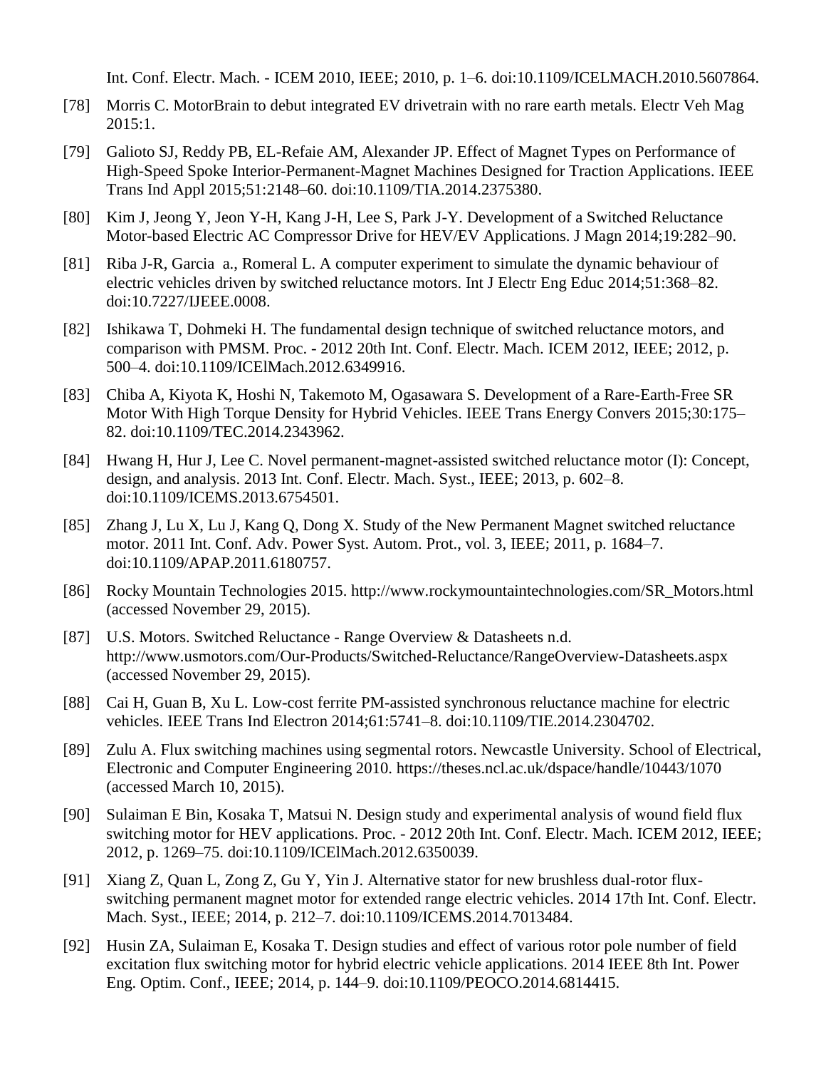Int. Conf. Electr. Mach. - ICEM 2010, IEEE; 2010, p. 1–6. doi:10.1109/ICELMACH.2010.5607864.

[78] Morris C. MotorBrain to debut integrated EV drivetrain with no rare earth metals. Electr Veh Mag 2015:1.

[79] Galioto SJ, Reddy PB, EL-Refaie AM, Alexander JP. Effect of Magnet Types on Performance of High-Speed Spoke Interior-Permanent-Magnet Machines Designed for Traction Applications. IEEE Trans Ind Appl 2015;51:2148–60. doi:10.1109/TIA.2014.2375380.

[80] Kim J, Jeong Y, Jeon Y-H, Kang J-H, Lee S, Park J-Y. Development of a Switched Reluctance Motor-based Electric AC Compressor Drive for HEV/EV Applications. J Magn 2014;19:282–90.

[81] Riba J-R, Garcia a., Romeral L. A computer experiment to simulate the dynamic behaviour of electric vehicles driven by switched reluctance motors. Int J Electr Eng Educ 2014;51:368–82. doi:10.7227/IJEEE.0008.

[82] Ishikawa T, Dohmeki H. The fundamental design technique of switched reluctance motors, and comparison with PMSM. Proc. - 2012 20th Int. Conf. Electr. Mach. ICEM 2012, IEEE; 2012, p. 500–4. doi:10.1109/ICElMach.2012.6349916.

[83] Chiba A, Kiyota K, Hoshi N, Takemoto M, Ogasawara S. Development of a Rare-Earth-Free SR Motor With High Torque Density for Hybrid Vehicles. IEEE Trans Energy Convers 2015;30:175–82. doi:10.1109/TEC.2014.2343962.

[84] Hwang H, Hur J, Lee C. Novel permanent-magnet-assisted switched reluctance motor (I): Concept, design, and analysis. 2013 Int. Conf. Electr. Mach. Syst., IEEE; 2013, p. 602–8. doi:10.1109/ICEMS.2013.6754501.

[85] Zhang J, Lu X, Lu J, Kang Q, Dong X. Study of the New Permanent Magnet switched reluctance motor. 2011 Int. Conf. Adv. Power Syst. Autom. Prot., vol. 3, IEEE; 2011, p. 1684–7. doi:10.1109/APAP.2011.6180757.

[86] Rocky Mountain Technologies 2015. http://www.rockymountaintechnologies.com/SR_Motors.html (accessed November 29, 2015).

[87] U.S. Motors. Switched Reluctance - Range Overview & Datasheets n.d. http://www.usmotors.com/Our-Products/Switched-Reluctance/RangeOverview-Datasheets.aspx (accessed November 29, 2015).

[88] Cai H, Guan B, Xu L. Low-cost ferrite PM-assisted synchronous reluctance machine for electric vehicles. IEEE Trans Ind Electron 2014;61:5741–8. doi:10.1109/TIE.2014.2304702.

[89] Zulu A. Flux switching machines using segmental rotors. Newcastle University. School of Electrical, Electronic and Computer Engineering 2010. https://theses.ncl.ac.uk/dspace/handle/10443/1070 (accessed March 10, 2015).

[90] Sulaiman E Bin, Kosaka T, Matsui N. Design study and experimental analysis of wound field flux switching motor for HEV applications. Proc. - 2012 20th Int. Conf. Electr. Mach. ICEM 2012, IEEE; 2012, p. 1269–75. doi:10.1109/ICElMach.2012.6350039.

[91] Xiang Z, Quan L, Zong Z, Gu Y, Yin J. Alternative stator for new brushless dual-rotor flux-switching permanent magnet motor for extended range electric vehicles. 2014 17th Int. Conf. Electr. Mach. Syst., IEEE; 2014, p. 212–7. doi:10.1109/ICEMS.2014.7013484.

[92] Husin ZA, Sulaiman E, Kosaka T. Design studies and effect of various rotor pole number of field excitation flux switching motor for hybrid electric vehicle applications. 2014 IEEE 8th Int. Power Eng. Optim. Conf., IEEE; 2014, p. 144–9. doi:10.1109/PEOCO.2014.6814415.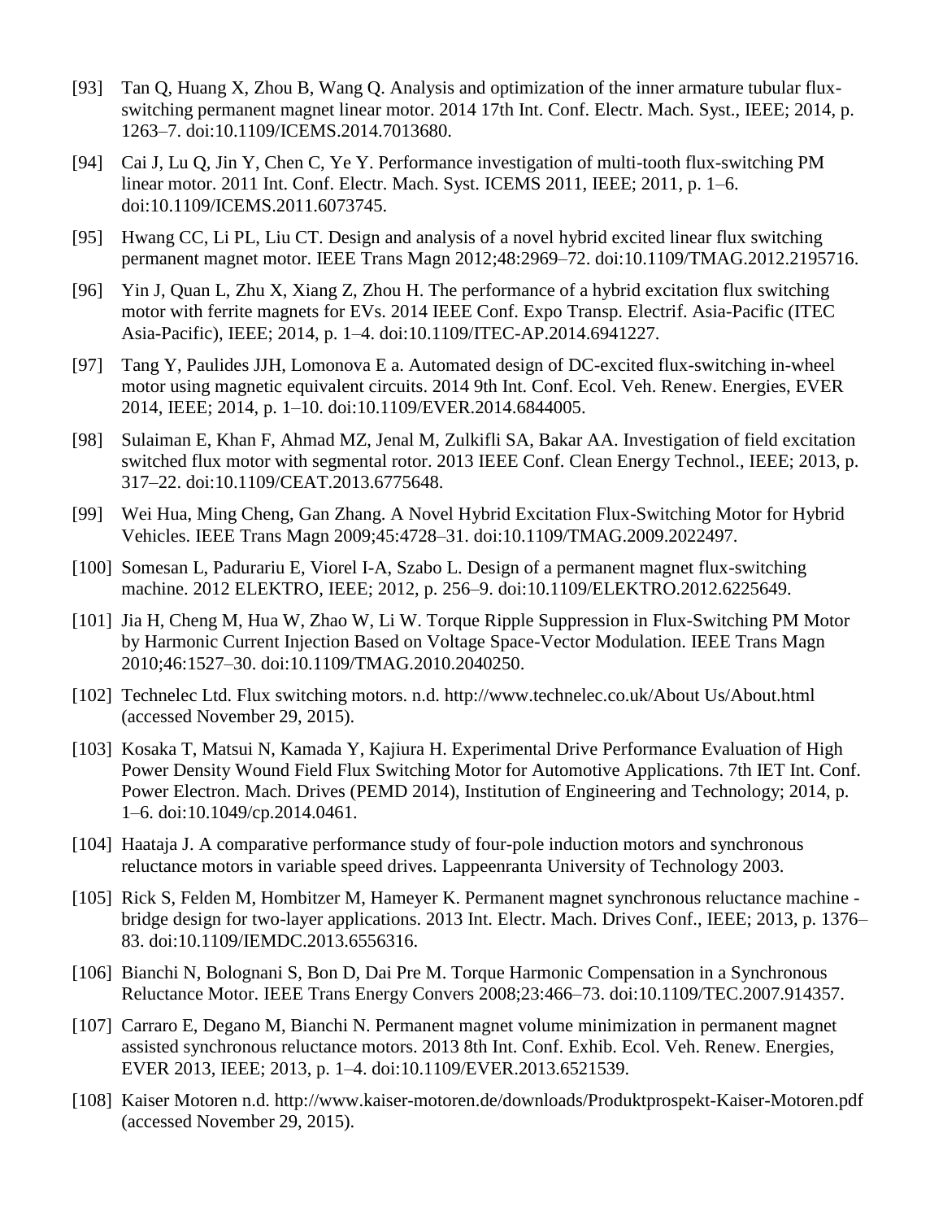[93] Tan Q, Huang X, Zhou B, Wang Q. Analysis and optimization of the inner armature tubular flux-switching permanent magnet linear motor. 2014 17th Int. Conf. Electr. Mach. Syst., IEEE; 2014, p. 1263–7. doi:10.1109/ICEMS.2014.7013680.

[94] Cai J, Lu Q, Jin Y, Chen C, Ye Y. Performance investigation of multi-tooth flux-switching PM linear motor. 2011 Int. Conf. Electr. Mach. Syst. ICEMS 2011, IEEE; 2011, p. 1–6. doi:10.1109/ICEMS.2011.6073745.

[95] Hwang CC, Li PL, Liu CT. Design and analysis of a novel hybrid excited linear flux switching permanent magnet motor. IEEE Trans Magn 2012;48:2969–72. doi:10.1109/TMAG.2012.2195716.

[96] Yin J, Quan L, Zhu X, Xiang Z, Zhou H. The performance of a hybrid excitation flux switching motor with ferrite magnets for EVs. 2014 IEEE Conf. Expo Transp. Electrif. Asia-Pacific (ITEC Asia-Pacific), IEEE; 2014, p. 1–4. doi:10.1109/ITEC-AP.2014.6941227.

[97] Tang Y, Paulides JJH, Lomonova E a. Automated design of DC-excited flux-switching in-wheel motor using magnetic equivalent circuits. 2014 9th Int. Conf. Ecol. Veh. Renew. Energies, EVER 2014, IEEE; 2014, p. 1–10. doi:10.1109/EVER.2014.6844005.

[98] Sulaiman E, Khan F, Ahmad MZ, Jenal M, Zulkifli SA, Bakar AA. Investigation of field excitation switched flux motor with segmental rotor. 2013 IEEE Conf. Clean Energy Technol., IEEE; 2013, p. 317–22. doi:10.1109/CEAT.2013.6775648.

[99] Wei Hua, Ming Cheng, Gan Zhang. A Novel Hybrid Excitation Flux-Switching Motor for Hybrid Vehicles. IEEE Trans Magn 2009;45:4728–31. doi:10.1109/TMAG.2009.2022497.

[100] Somesan L, Padurariu E, Viorel I-A, Szabo L. Design of a permanent magnet flux-switching machine. 2012 ELEKTRO, IEEE; 2012, p. 256–9. doi:10.1109/ELEKTRO.2012.6225649.

[101] Jia H, Cheng M, Hua W, Zhao W, Li W. Torque Ripple Suppression in Flux-Switching PM Motor by Harmonic Current Injection Based on Voltage Space-Vector Modulation. IEEE Trans Magn 2010;46:1527–30. doi:10.1109/TMAG.2010.2040250.

[102] Technelec Ltd. Flux switching motors. n.d. http://www.technelec.co.uk/About Us/About.html (accessed November 29, 2015).

[103] Kosaka T, Matsui N, Kamada Y, Kajiura H. Experimental Drive Performance Evaluation of High Power Density Wound Field Flux Switching Motor for Automotive Applications. 7th IET Int. Conf. Power Electron. Mach. Drives (PEMD 2014), Institution of Engineering and Technology; 2014, p. 1–6. doi:10.1049/cp.2014.0461.

[104] Haataja J. A comparative performance study of four-pole induction motors and synchronous reluctance motors in variable speed drives. Lappeenranta University of Technology 2003.

[105] Rick S, Felden M, Hombitzer M, Hameyer K. Permanent magnet synchronous reluctance machine - bridge design for two-layer applications. 2013 Int. Electr. Mach. Drives Conf., IEEE; 2013, p. 1376–83. doi:10.1109/IEMDC.2013.6556316.

[106] Bianchi N, Bolognani S, Bon D, Dai Pre M. Torque Harmonic Compensation in a Synchronous Reluctance Motor. IEEE Trans Energy Convers 2008;23:466–73. doi:10.1109/TEC.2007.914357.

[107] Carraro E, Degano M, Bianchi N. Permanent magnet volume minimization in permanent magnet assisted synchronous reluctance motors. 2013 8th Int. Conf. Exhib. Ecol. Veh. Renew. Energies, EVER 2013, IEEE; 2013, p. 1–4. doi:10.1109/EVER.2013.6521539.

[108] Kaiser Motoren n.d. http://www.kaiser-motoren.de/downloads/Produktprospekt-Kaiser-Motoren.pdf (accessed November 29, 2015).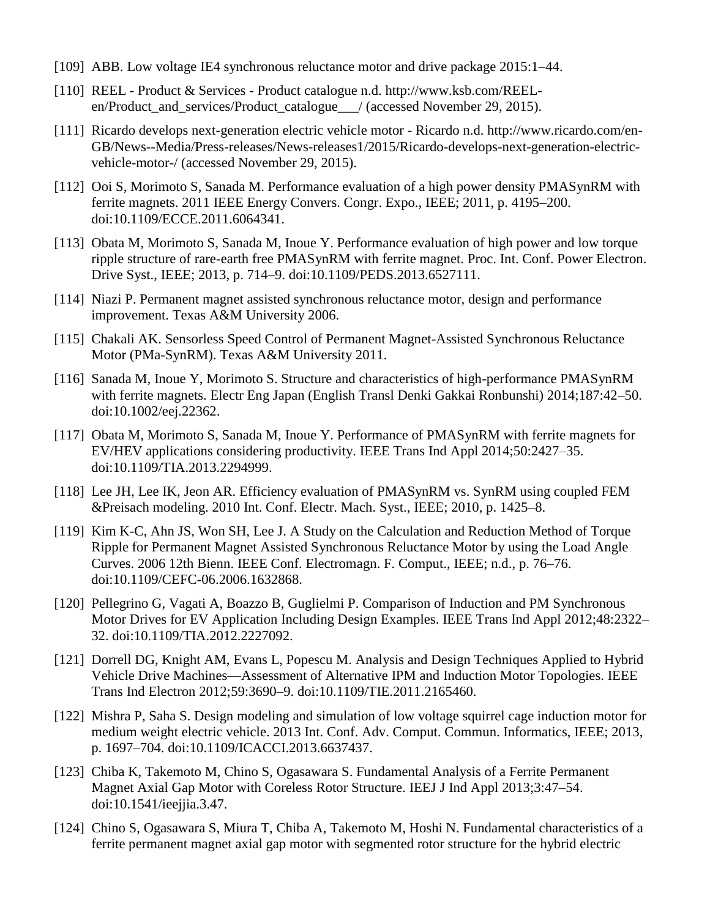[109] ABB. Low voltage IE4 synchronous reluctance motor and drive package 2015:1–44.

[110] REEL - Product & Services - Product catalogue n.d. http://www.ksb.com/REEL-en/Product_and_services/Product_catalogue___/ (accessed November 29, 2015).

[111] Ricardo develops next-generation electric vehicle motor - Ricardo n.d. http://www.ricardo.com/en-GB/News--Media/Press-releases/News-releases1/2015/Ricardo-develops-next-generation-electric-vehicle-motor-/ (accessed November 29, 2015).

[112] Ooi S, Morimoto S, Sanada M. Performance evaluation of a high power density PMASynRM with ferrite magnets. 2011 IEEE Energy Convers. Congr. Expo., IEEE; 2011, p. 4195–200. doi:10.1109/ECCE.2011.6064341.

[113] Obata M, Morimoto S, Sanada M, Inoue Y. Performance evaluation of high power and low torque ripple structure of rare-earth free PMASynRM with ferrite magnet. Proc. Int. Conf. Power Electron. Drive Syst., IEEE; 2013, p. 714–9. doi:10.1109/PEDS.2013.6527111.

[114] Niazi P. Permanent magnet assisted synchronous reluctance motor, design and performance improvement. Texas A&M University 2006.

[115] Chakali AK. Sensorless Speed Control of Permanent Magnet-Assisted Synchronous Reluctance Motor (PMa-SynRM). Texas A&M University 2011.

[116] Sanada M, Inoue Y, Morimoto S. Structure and characteristics of high-performance PMASynRM with ferrite magnets. Electr Eng Japan (English Transl Denki Gakkai Ronbunshi) 2014;187:42–50. doi:10.1002/eej.22362.

[117] Obata M, Morimoto S, Sanada M, Inoue Y. Performance of PMASynRM with ferrite magnets for EV/HEV applications considering productivity. IEEE Trans Ind Appl 2014;50:2427–35. doi:10.1109/TIA.2013.2294999.

[118] Lee JH, Lee IK, Jeon AR. Efficiency evaluation of PMASynRM vs. SynRM using coupled FEM &Preisach modeling. 2010 Int. Conf. Electr. Mach. Syst., IEEE; 2010, p. 1425–8.

[119] Kim K-C, Ahn JS, Won SH, Lee J. A Study on the Calculation and Reduction Method of Torque Ripple for Permanent Magnet Assisted Synchronous Reluctance Motor by using the Load Angle Curves. 2006 12th Bienn. IEEE Conf. Electromagn. F. Comput., IEEE; n.d., p. 76–76. doi:10.1109/CEFC-06.2006.1632868.

[120] Pellegrino G, Vagati A, Boazzo B, Guglielmi P. Comparison of Induction and PM Synchronous Motor Drives for EV Application Including Design Examples. IEEE Trans Ind Appl 2012;48:2322–32. doi:10.1109/TIA.2012.2227092.

[121] Dorrell DG, Knight AM, Evans L, Popescu M. Analysis and Design Techniques Applied to Hybrid Vehicle Drive Machines—Assessment of Alternative IPM and Induction Motor Topologies. IEEE Trans Ind Electron 2012;59:3690–9. doi:10.1109/TIE.2011.2165460.

[122] Mishra P, Saha S. Design modeling and simulation of low voltage squirrel cage induction motor for medium weight electric vehicle. 2013 Int. Conf. Adv. Comput. Commun. Informatics, IEEE; 2013, p. 1697–704. doi:10.1109/ICACCI.2013.6637437.

[123] Chiba K, Takemoto M, Chino S, Ogasawara S. Fundamental Analysis of a Ferrite Permanent Magnet Axial Gap Motor with Coreless Rotor Structure. IEEJ J Ind Appl 2013;3:47–54. doi:10.1541/ieejjia.3.47.

[124] Chino S, Ogasawara S, Miura T, Chiba A, Takemoto M, Hoshi N. Fundamental characteristics of a ferrite permanent magnet axial gap motor with segmented rotor structure for the hybrid electric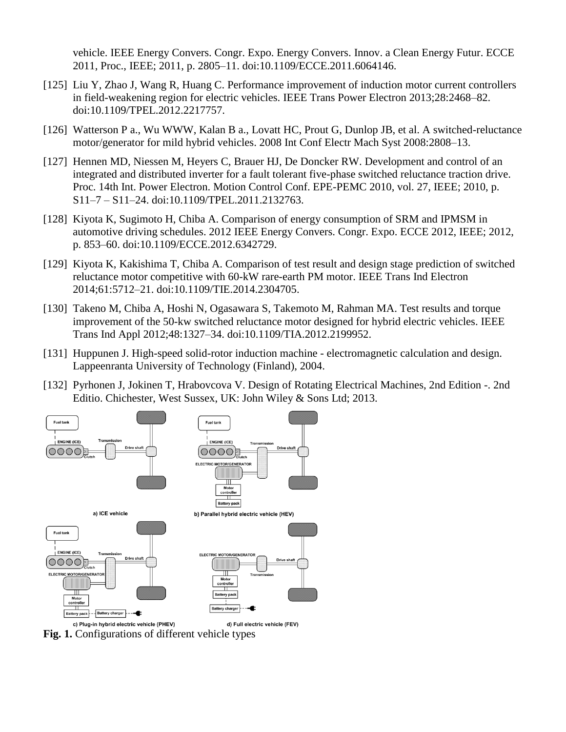vehicle. IEEE Energy Convers. Congr. Expo. Energy Convers. Innov. a Clean Energy Futur. ECCE 2011, Proc., IEEE; 2011, p. 2805–11. doi:10.1109/ECCE.2011.6064146.

[125] Liu Y, Zhao J, Wang R, Huang C. Performance improvement of induction motor current controllers in field-weakening region for electric vehicles. IEEE Trans Power Electron 2013;28:2468–82. doi:10.1109/TPEL.2012.2217757.

[126] Watterson P a., Wu WWW, Kalan B a., Lovatt HC, Prout G, Dunlop JB, et al. A switched-reluctance motor/generator for mild hybrid vehicles. 2008 Int Conf Electr Mach Syst 2008:2808–13.

[127] Hennen MD, Niessen M, Heyers C, Brauer HJ, De Doncker RW. Development and control of an integrated and distributed inverter for a fault tolerant five-phase switched reluctance traction drive. Proc. 14th Int. Power Electron. Motion Control Conf. EPE-PEMC 2010, vol. 27, IEEE; 2010, p. S11–7 – S11–24. doi:10.1109/TPEL.2011.2132763.

[128] Kiyota K, Sugimoto H, Chiba A. Comparison of energy consumption of SRM and IPMSM in automotive driving schedules. 2012 IEEE Energy Convers. Congr. Expo. ECCE 2012, IEEE; 2012, p. 853–60. doi:10.1109/ECCE.2012.6342729.

[129] Kiyota K, Kakishima T, Chiba A. Comparison of test result and design stage prediction of switched reluctance motor competitive with 60-kW rare-earth PM motor. IEEE Trans Ind Electron 2014;61:5712–21. doi:10.1109/TIE.2014.2304705.

[130] Takeno M, Chiba A, Hoshi N, Ogasawara S, Takemoto M, Rahman MA. Test results and torque improvement of the 50-kw switched reluctance motor designed for hybrid electric vehicles. IEEE Trans Ind Appl 2012;48:1327–34. doi:10.1109/TIA.2012.2199952.

[131] Huppunen J. High-speed solid-rotor induction machine - electromagnetic calculation and design. Lappeenranta University of Technology (Finland), 2004.

[132] Pyrhonen J, Jokinen T, Hrabovcova V. Design of Rotating Electrical Machines, 2nd Edition -. 2nd Editio. Chichester, West Sussex, UK: John Wiley & Sons Ltd; 2013.

**Fig. 1.** Configurations of different vehicle types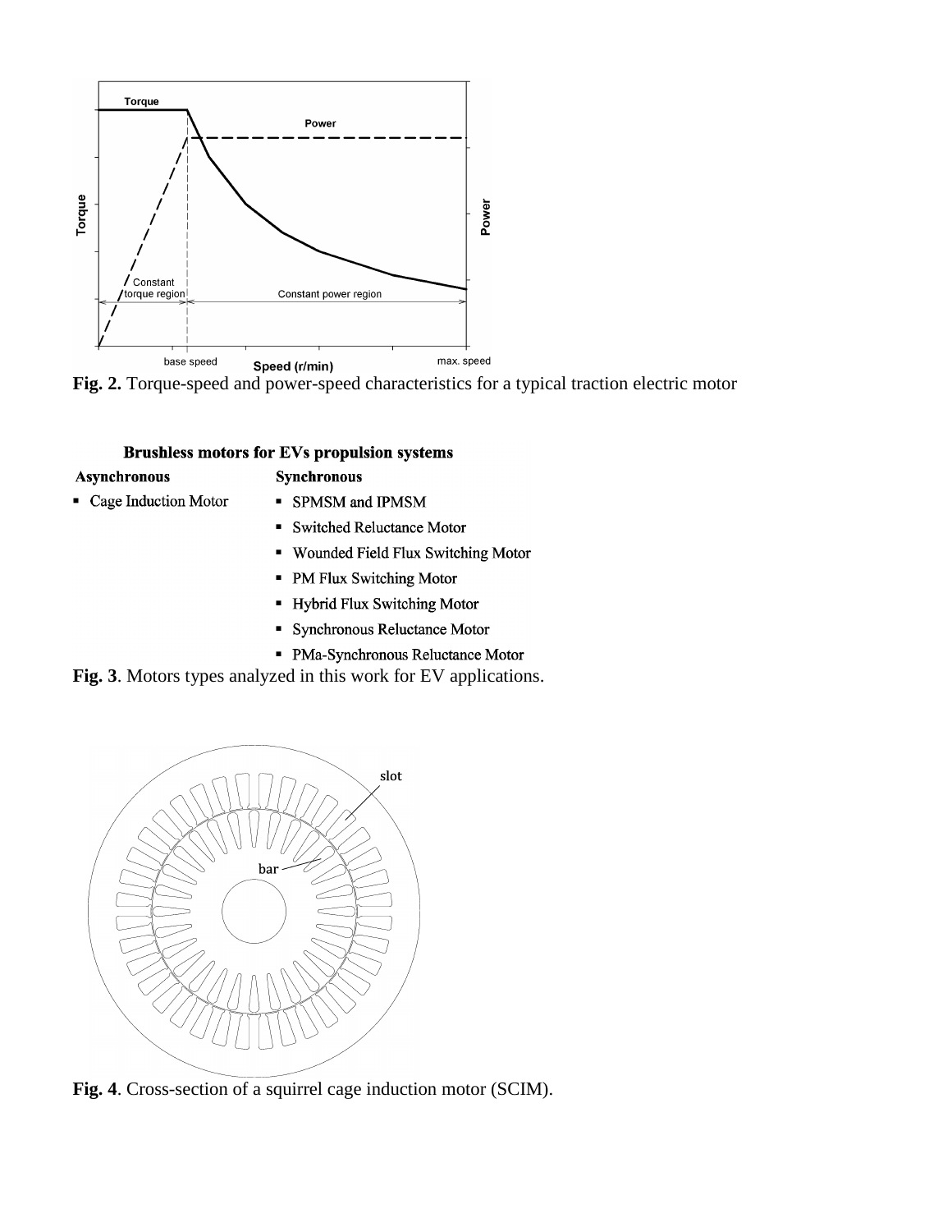**Fig. 2.** Torque-speed and power-speed characteristics for a typical traction electric motor

**Brushless motors for EVs propulsion systems**

**Asynchronous**

- Cage Induction Motor

**Synchronous**

- SPMSM and IPMSM
- Switched Reluctance Motor
- Wounded Field Flux Switching Motor
- PM Flux Switching Motor
- Hybrid Flux Switching Motor
- Synchronous Reluctance Motor
- PMa-Synchronous Reluctance Motor

**Fig. 3**. Motors types analyzed in this work for EV applications.

**Fig. 4**. Cross-section of a squirrel cage induction motor (SCIM).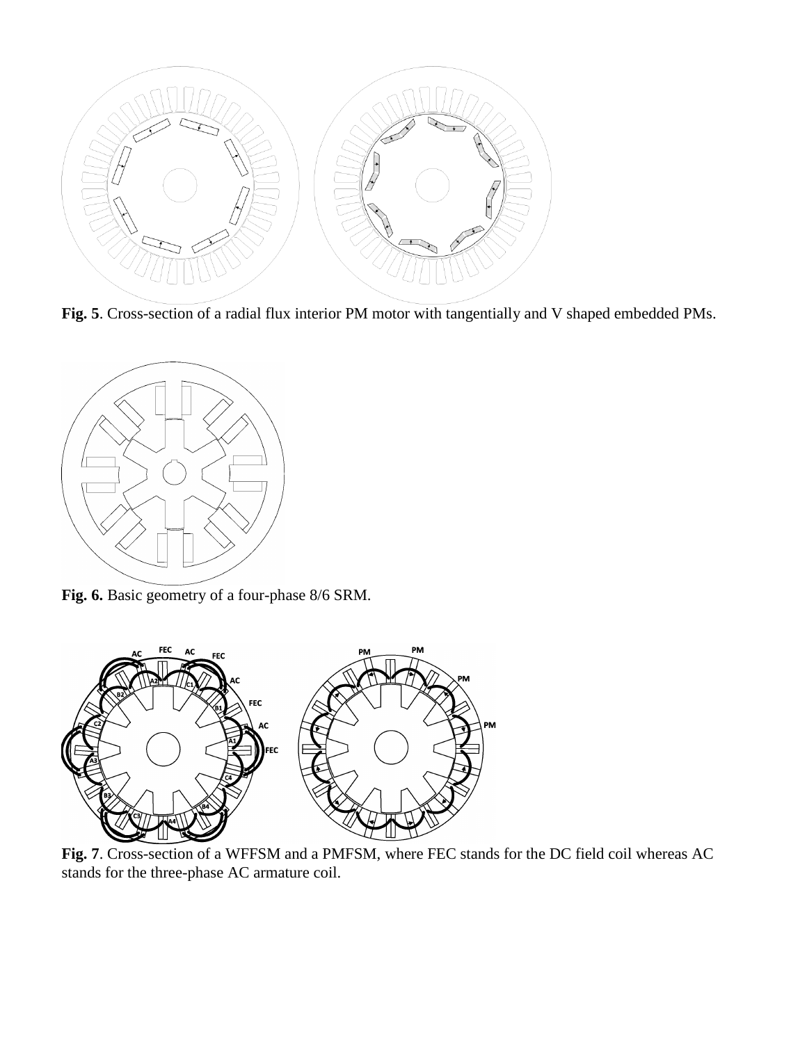**Fig. 5**. Cross-section of a radial flux interior PM motor with tangentially and V shaped embedded PMs.

**Fig. 6.** Basic geometry of a four-phase 8/6 SRM.

**Fig. 7**. Cross-section of a WFFSM and a PMFSM, where FEC stands for the DC field coil whereas AC stands for the three-phase AC armature coil.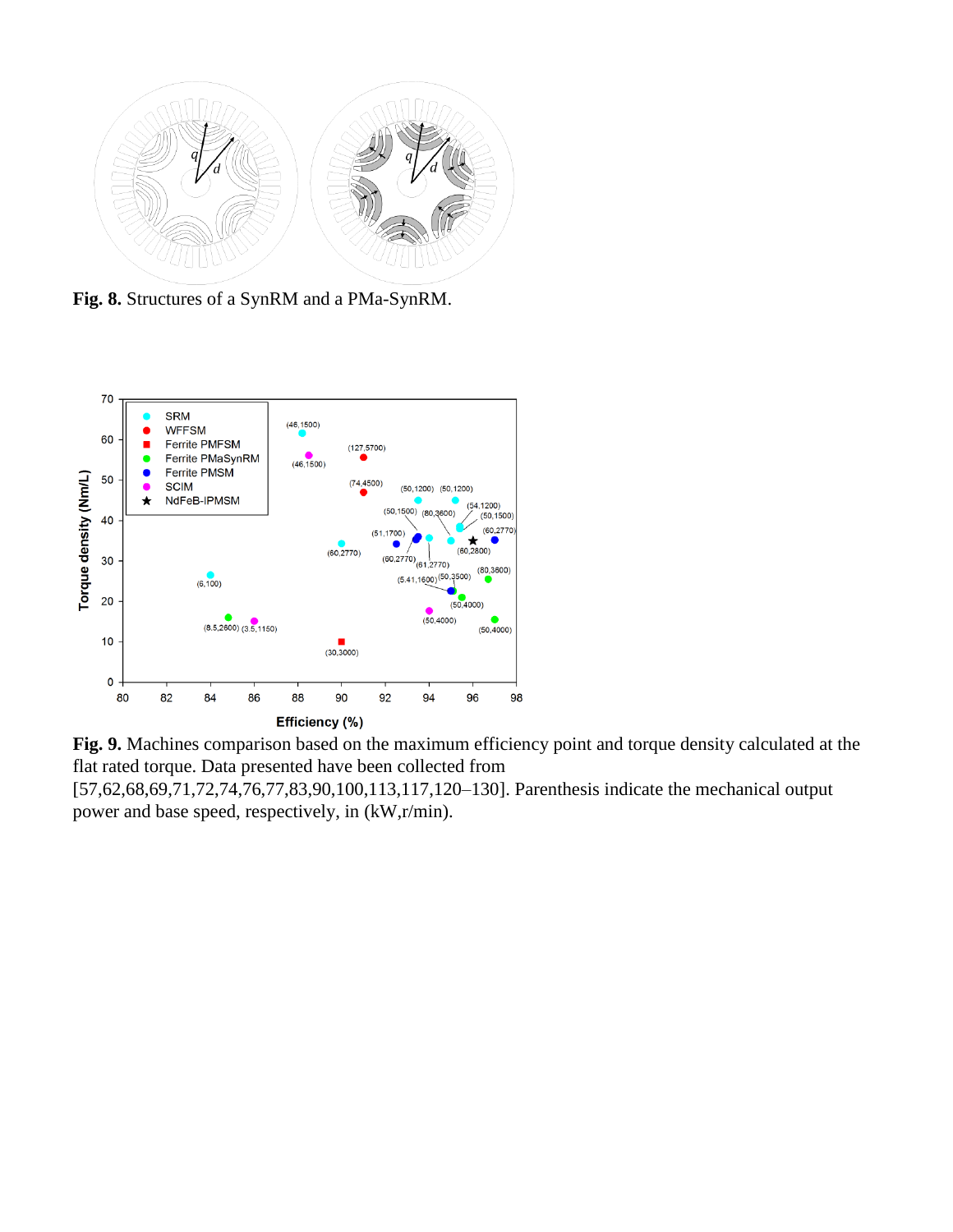**Fig. 8.** Structures of a SynRM and a PMa-SynRM.

**Fig. 9.** Machines comparison based on the maximum efficiency point and torque density calculated at the flat rated torque. Data presented have been collected from [57,62,68,69,71,72,74,76,77,83,90,100,113,117,120–130]. Parenthesis indicate the mechanical output power and base speed, respectively, in (kW,r/min).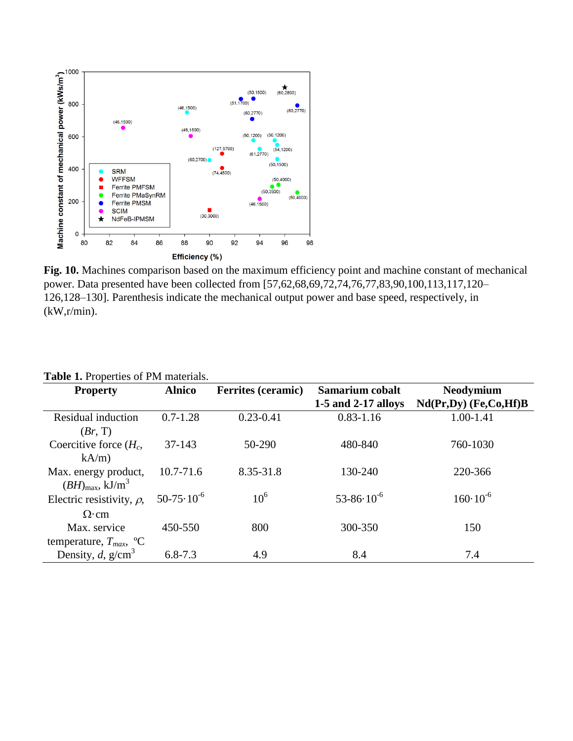**Fig. 10.** Machines comparison based on the maximum efficiency point and machine constant of mechanical power. Data presented have been collected from [57,62,68,69,72,74,76,77,83,90,100,113,117,120–126,128–130]. Parenthesis indicate the mechanical output power and base speed, respectively, in (kW,r/min).

**Table 1.** Properties of PM materials.

| Property | Alnico | Ferrites (ceramic) | Samarium cobalt 1-5 and 2-17 alloys | Neodymium Nd(Pr,Dy) (Fe,Co,Hf)B |
|---|---|---|---|---|
| Residual induction ($Br$, T) | 0.7-1.28 | 0.23-0.41 | 0.83-1.16 | 1.00-1.41 |
| Coercitive force ($H_c$, kA/m) | 37-143 | 50-290 | 480-840 | 760-1030 |
| Max. energy product, $(BH)_{max}$, kJ/m$^3$ | 10.7-71.6 | 8.35-31.8 | 130-240 | 220-366 |
| Electric resistivity, $\rho$, $\Omega\cdot$cm | $50\text{-}75\cdot10^{-6}$ | $10^6$ | $53\text{-}86\cdot10^{-6}$ | $160\cdot10^{-6}$ |
| Max. service temperature, $T_{max}$, ºC | 450-550 | 800 | 300-350 | 150 |
| Density, $d$, g/cm$^3$ | 6.8-7.3 | 4.9 | 8.4 | 7.4 |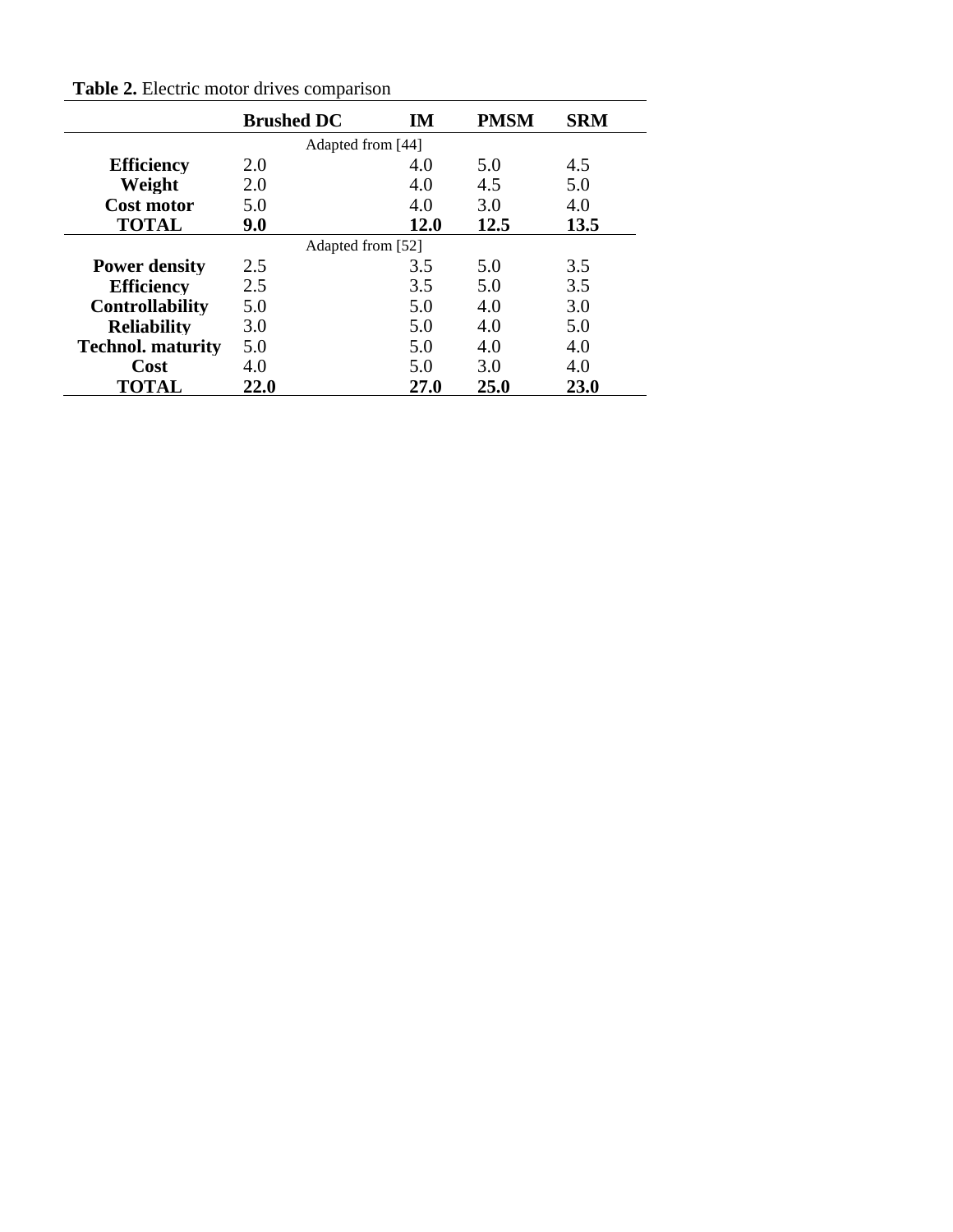**Table 2.** Electric motor drives comparison

| | Brushed DC | IM | PMSM | SRM |
|---|---|---|---|---|
| | Adapted from [44] | | | |
| **Efficiency** | 2.0 | 4.0 | 5.0 | 4.5 |
| **Weight** | 2.0 | 4.0 | 4.5 | 5.0 |
| **Cost motor** | 5.0 | 4.0 | 3.0 | 4.0 |
| **TOTAL** | **9.0** | **12.0** | **12.5** | **13.5** |
| | Adapted from [52] | | | |
| **Power density** | 2.5 | 3.5 | 5.0 | 3.5 |
| **Efficiency** | 2.5 | 3.5 | 5.0 | 3.5 |
| **Controllability** | 5.0 | 5.0 | 4.0 | 3.0 |
| **Reliability** | 3.0 | 5.0 | 4.0 | 5.0 |
| **Technol. maturity** | 5.0 | 5.0 | 4.0 | 4.0 |
| **Cost** | 4.0 | 5.0 | 3.0 | 4.0 |
| **TOTAL** | **22.0** | **27.0** | **25.0** | **23.0** |